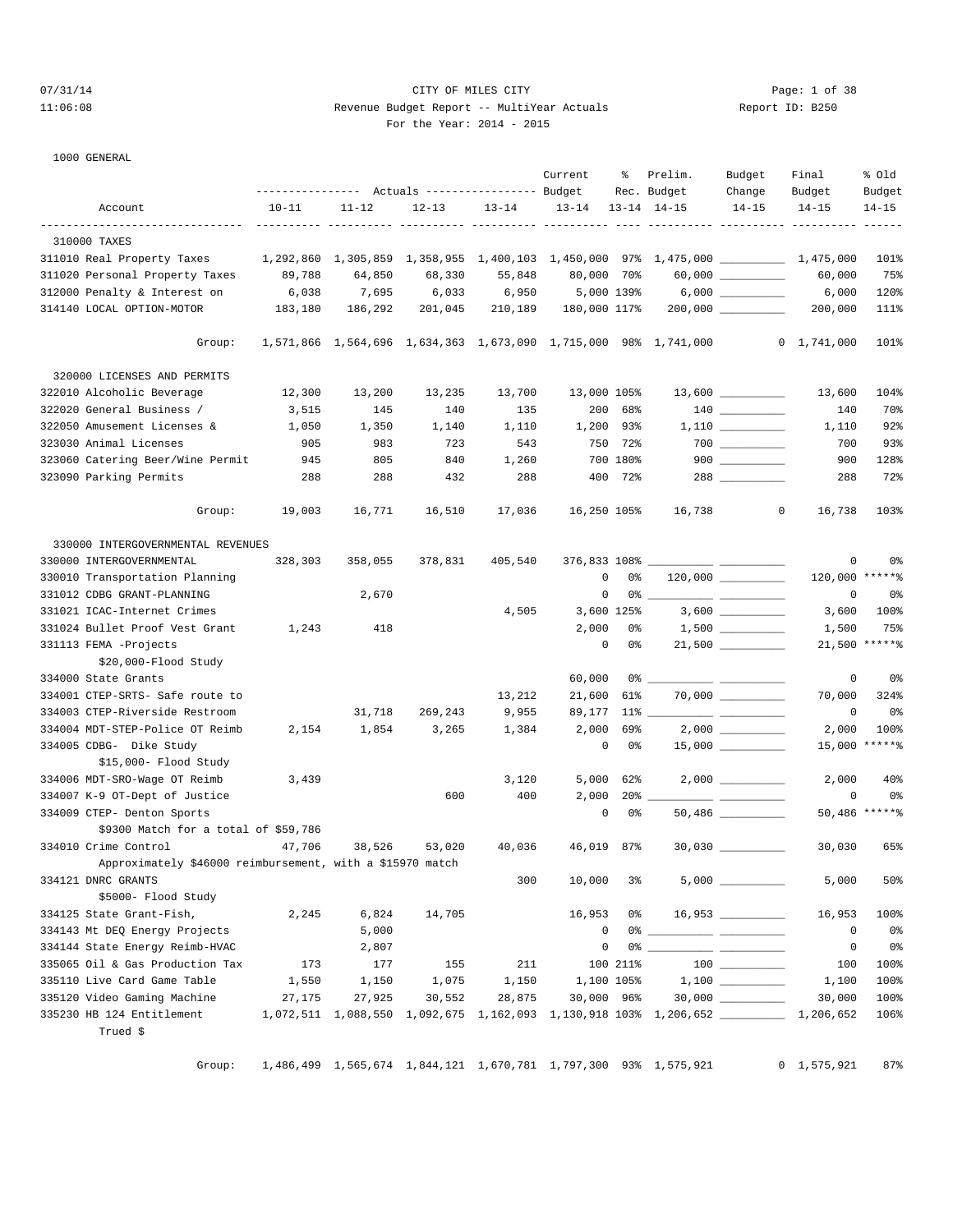07/31/14 CITY OF MILES CITY
11:06:08 Revenue Budget Report -- MultiYear Actuals Report ID: B250
For the Year: 2014 - 2015

1000 GENERAL

| Account | Actuals 10-11 | Actuals 11-12 | Actuals 12-13 | Actuals 13-14 | Current Budget 13-14 | % Rec. 13-14 | Prelim. Budget 14-15 | Budget Change 14-15 | Final Budget 14-15 | % Old Budget 14-15 |
|---|---|---|---|---|---|---|---|---|---|---|
| **310000 TAXES** | | | | | | | | | | |
| 311010 Real Property Taxes | 1,292,860 | 1,305,859 | 1,358,955 | 1,400,103 | 1,450,000 | 97% | 1,475,000 | _________ | 1,475,000 | 101% |
| 311020 Personal Property Taxes | 89,788 | 64,850 | 68,330 | 55,848 | 80,000 | 70% | 60,000 | _________ | 60,000 | 75% |
| 312000 Penalty & Interest on | 6,038 | 7,695 | 6,033 | 6,950 | 5,000 | 139% | 6,000 | _________ | 6,000 | 120% |
| 314140 LOCAL OPTION-MOTOR | 183,180 | 186,292 | 201,045 | 210,189 | 180,000 | 117% | 200,000 | _________ | 200,000 | 111% |
| Group: | 1,571,866 | 1,564,696 | 1,634,363 | 1,673,090 | 1,715,000 | 98% | 1,741,000 | 0 | 1,741,000 | 101% |
| **320000 LICENSES AND PERMITS** | | | | | | | | | | |
| 322010 Alcoholic Beverage | 12,300 | 13,200 | 13,235 | 13,700 | 13,000 | 105% | 13,600 | _________ | 13,600 | 104% |
| 322020 General Business / | 3,515 | 145 | 140 | 135 | 200 | 68% | 140 | _________ | 140 | 70% |
| 322050 Amusement Licenses & | 1,050 | 1,350 | 1,140 | 1,110 | 1,200 | 93% | 1,110 | _________ | 1,110 | 92% |
| 323030 Animal Licenses | 905 | 983 | 723 | 543 | 750 | 72% | 700 | _________ | 700 | 93% |
| 323060 Catering Beer/Wine Permit | 945 | 805 | 840 | 1,260 | 700 | 180% | 900 | _________ | 900 | 128% |
| 323090 Parking Permits | 288 | 288 | 432 | 288 | 400 | 72% | 288 | _________ | 288 | 72% |
| Group: | 19,003 | 16,771 | 16,510 | 17,036 | 16,250 | 105% | 16,738 | 0 | 16,738 | 103% |
| **330000 INTERGOVERNMENTAL REVENUES** | | | | | | | | | | |
| 330000 INTERGOVERNMENTAL | 328,303 | 358,055 | 378,831 | 405,540 | 376,833 | 108% | _________ | _________ | 0 | 0% |
| 330010 Transportation Planning | | | | | 0 | 0% | 120,000 | _________ | 120,000 | *****% |
| 331012 CDBG GRANT-PLANNING | | 2,670 | | | 0 | 0% | _________ | _________ | 0 | 0% |
| 331021 ICAC-Internet Crimes | | | | 4,505 | 3,600 | 125% | 3,600 | _________ | 3,600 | 100% |
| 331024 Bullet Proof Vest Grant | 1,243 | 418 | | | 2,000 | 0% | 1,500 | _________ | 1,500 | 75% |
| 331113 FEMA -Projects<br>$20,000-Flood Study | | | | | 0 | 0% | 21,500 | _________ | 21,500 | *****% |
| 334000 State Grants | | | | | 60,000 | 0% | _________ | _________ | 0 | 0% |
| 334001 CTEP-SRTS- Safe route to | | | | 13,212 | 21,600 | 61% | 70,000 | _________ | 70,000 | 324% |
| 334003 CTEP-Riverside Restroom | | 31,718 | 269,243 | 9,955 | 89,177 | 11% | _________ | _________ | 0 | 0% |
| 334004 MDT-STEP-Police OT Reimb | 2,154 | 1,854 | 3,265 | 1,384 | 2,000 | 69% | 2,000 | _________ | 2,000 | 100% |
| 334005 CDBG- Dike Study<br>$15,000- Flood Study | | | | | 0 | 0% | 15,000 | _________ | 15,000 | *****% |
| 334006 MDT-SRO-Wage OT Reimb | 3,439 | | | 3,120 | 5,000 | 62% | 2,000 | _________ | 2,000 | 40% |
| 334007 K-9 OT-Dept of Justice | | | 600 | 400 | 2,000 | 20% | _________ | _________ | 0 | 0% |
| 334009 CTEP- Denton Sports<br>$9300 Match for a total of $59,786 | | | | | 0 | 0% | 50,486 | _________ | 50,486 | *****% |
| 334010 Crime Control<br>Approximately $46000 reimbursement, with a $15970 match | 47,706 | 38,526 | 53,020 | 40,036 | 46,019 | 87% | 30,030 | _________ | 30,030 | 65% |
| 334121 DNRC GRANTS<br>$5000- Flood Study | | | | 300 | 10,000 | 3% | 5,000 | _________ | 5,000 | 50% |
| 334125 State Grant-Fish, | 2,245 | 6,824 | 14,705 | | 16,953 | 0% | 16,953 | _________ | 16,953 | 100% |
| 334143 Mt DEQ Energy Projects | | 5,000 | | | 0 | 0% | _________ | _________ | 0 | 0% |
| 334144 State Energy Reimb-HVAC | | 2,807 | | | 0 | 0% | _________ | _________ | 0 | 0% |
| 335065 Oil & Gas Production Tax | 173 | 177 | 155 | 211 | 100 | 211% | 100 | _________ | 100 | 100% |
| 335110 Live Card Game Table | 1,550 | 1,150 | 1,075 | 1,150 | 1,100 | 105% | 1,100 | _________ | 1,100 | 100% |
| 335120 Video Gaming Machine | 27,175 | 27,925 | 30,552 | 28,875 | 30,000 | 96% | 30,000 | _________ | 30,000 | 100% |
| 335230 HB 124 Entitlement<br>Trued $ | 1,072,511 | 1,088,550 | 1,092,675 | 1,162,093 | 1,130,918 | 103% | 1,206,652 | _________ | 1,206,652 | 106% |
| Group: | 1,486,499 | 1,565,674 | 1,844,121 | 1,670,781 | 1,797,300 | 93% | 1,575,921 | 0 | 1,575,921 | 87% |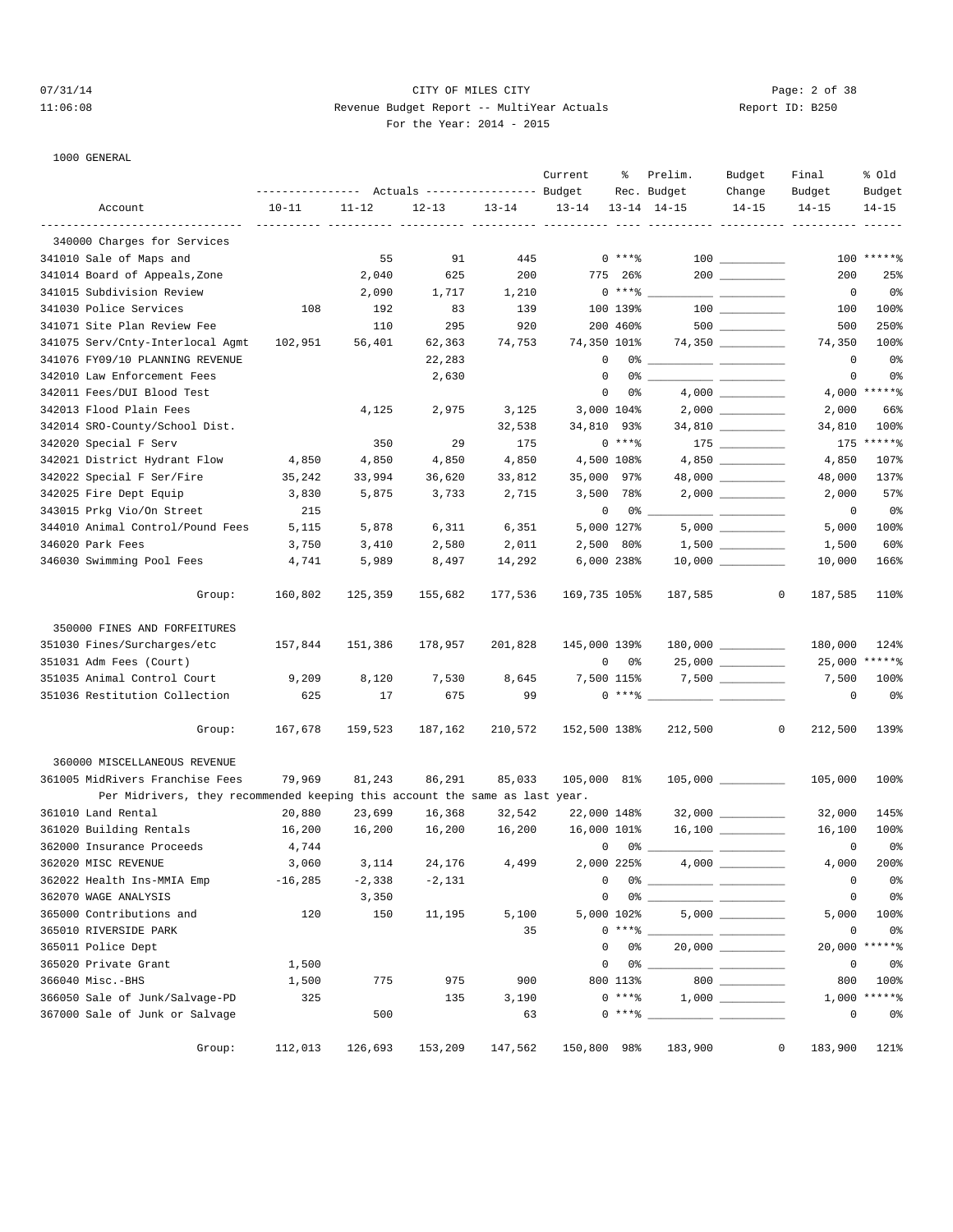1000 GENERAL

| Account | Actuals 10-11 | Actuals 11-12 | Actuals 12-13 | Actuals 13-14 | Current Budget 13-14 | % Rec. 13-14 | Prelim. Budget 14-15 | Budget Change 14-15 | Final Budget 14-15 | % Old Budget 14-15 |
|---|---|---|---|---|---|---|---|---|---|---|
| **340000 Charges for Services** | | | | | | | | | | |
| 341010 Sale of Maps and | | 55 | 91 | 445 | 0 | ***% | 100 | __________ | 100 | *****% |
| 341014 Board of Appeals,Zone | | 2,040 | 625 | 200 | 775 | 26% | 200 | __________ | 200 | 25% |
| 341015 Subdivision Review | | 2,090 | 1,717 | 1,210 | 0 | ***% | __________ | __________ | 0 | 0% |
| 341030 Police Services | 108 | 192 | 83 | 139 | 100 | 139% | 100 | __________ | 100 | 100% |
| 341071 Site Plan Review Fee | | 110 | 295 | 920 | 200 | 460% | 500 | __________ | 500 | 250% |
| 341075 Serv/Cnty-Interlocal Agmt | 102,951 | 56,401 | 62,363 | 74,753 | 74,350 | 101% | 74,350 | __________ | 74,350 | 100% |
| 341076 FY09/10 PLANNING REVENUE | | | 22,283 | | 0 | 0% | __________ | __________ | 0 | 0% |
| 342010 Law Enforcement Fees | | | 2,630 | | 0 | 0% | __________ | __________ | 0 | 0% |
| 342011 Fees/DUI Blood Test | | | | | 0 | 0% | 4,000 | __________ | 4,000 | *****% |
| 342013 Flood Plain Fees | | 4,125 | 2,975 | 3,125 | 3,000 | 104% | 2,000 | __________ | 2,000 | 66% |
| 342014 SRO-County/School Dist. | | | | 32,538 | 34,810 | 93% | 34,810 | __________ | 34,810 | 100% |
| 342020 Special F Serv | | 350 | 29 | 175 | 0 | ***% | 175 | __________ | 175 | *****% |
| 342021 District Hydrant Flow | 4,850 | 4,850 | 4,850 | 4,850 | 4,500 | 108% | 4,850 | __________ | 4,850 | 107% |
| 342022 Special F Ser/Fire | 35,242 | 33,994 | 36,620 | 33,812 | 35,000 | 97% | 48,000 | __________ | 48,000 | 137% |
| 342025 Fire Dept Equip | 3,830 | 5,875 | 3,733 | 2,715 | 3,500 | 78% | 2,000 | __________ | 2,000 | 57% |
| 343015 Prkg Vio/On Street | 215 | | | | 0 | 0% | __________ | __________ | 0 | 0% |
| 344010 Animal Control/Pound Fees | 5,115 | 5,878 | 6,311 | 6,351 | 5,000 | 127% | 5,000 | __________ | 5,000 | 100% |
| 346020 Park Fees | 3,750 | 3,410 | 2,580 | 2,011 | 2,500 | 80% | 1,500 | __________ | 1,500 | 60% |
| 346030 Swimming Pool Fees | 4,741 | 5,989 | 8,497 | 14,292 | 6,000 | 238% | 10,000 | __________ | 10,000 | 166% |
| Group: | 160,802 | 125,359 | 155,682 | 177,536 | 169,735 | 105% | 187,585 | 0 | 187,585 | 110% |
| **350000 FINES AND FORFEITURES** | | | | | | | | | | |
| 351030 Fines/Surcharges/etc | 157,844 | 151,386 | 178,957 | 201,828 | 145,000 | 139% | 180,000 | __________ | 180,000 | 124% |
| 351031 Adm Fees (Court) | | | | | 0 | 0% | 25,000 | __________ | 25,000 | *****% |
| 351035 Animal Control Court | 9,209 | 8,120 | 7,530 | 8,645 | 7,500 | 115% | 7,500 | __________ | 7,500 | 100% |
| 351036 Restitution Collection | 625 | 17 | 675 | 99 | 0 | ***% | __________ | __________ | 0 | 0% |
| Group: | 167,678 | 159,523 | 187,162 | 210,572 | 152,500 | 138% | 212,500 | 0 | 212,500 | 139% |
| **360000 MISCELLANEOUS REVENUE** | | | | | | | | | | |
| 361005 MidRivers Franchise Fees | 79,969 | 81,243 | 86,291 | 85,033 | 105,000 | 81% | 105,000 | __________ | 105,000 | 100% |
| Per Midrivers, they recommended keeping this account the same as last year. | | | | | | | | | | |
| 361010 Land Rental | 20,880 | 23,699 | 16,368 | 32,542 | 22,000 | 148% | 32,000 | __________ | 32,000 | 145% |
| 361020 Building Rentals | 16,200 | 16,200 | 16,200 | 16,200 | 16,000 | 101% | 16,100 | __________ | 16,100 | 100% |
| 362000 Insurance Proceeds | 4,744 | | | | 0 | 0% | __________ | __________ | 0 | 0% |
| 362020 MISC REVENUE | 3,060 | 3,114 | 24,176 | 4,499 | 2,000 | 225% | 4,000 | __________ | 4,000 | 200% |
| 362022 Health Ins-MMIA Emp | -16,285 | -2,338 | -2,131 | | 0 | 0% | __________ | __________ | 0 | 0% |
| 362070 WAGE ANALYSIS | | 3,350 | | | 0 | 0% | __________ | __________ | 0 | 0% |
| 365000 Contributions and | 120 | 150 | 11,195 | 5,100 | 5,000 | 102% | 5,000 | __________ | 5,000 | 100% |
| 365010 RIVERSIDE PARK | | | | 35 | 0 | ***% | __________ | __________ | 0 | 0% |
| 365011 Police Dept | | | | | 0 | 0% | 20,000 | __________ | 20,000 | *****% |
| 365020 Private Grant | 1,500 | | | | 0 | 0% | __________ | __________ | 0 | 0% |
| 366040 Misc.-BHS | 1,500 | 775 | 975 | 900 | 800 | 113% | 800 | __________ | 800 | 100% |
| 366050 Sale of Junk/Salvage-PD | 325 | | 135 | 3,190 | 0 | ***% | 1,000 | __________ | 1,000 | *****% |
| 367000 Sale of Junk or Salvage | | 500 | | 63 | 0 | ***% | __________ | __________ | 0 | 0% |
| Group: | 112,013 | 126,693 | 153,209 | 147,562 | 150,800 | 98% | 183,900 | 0 | 183,900 | 121% |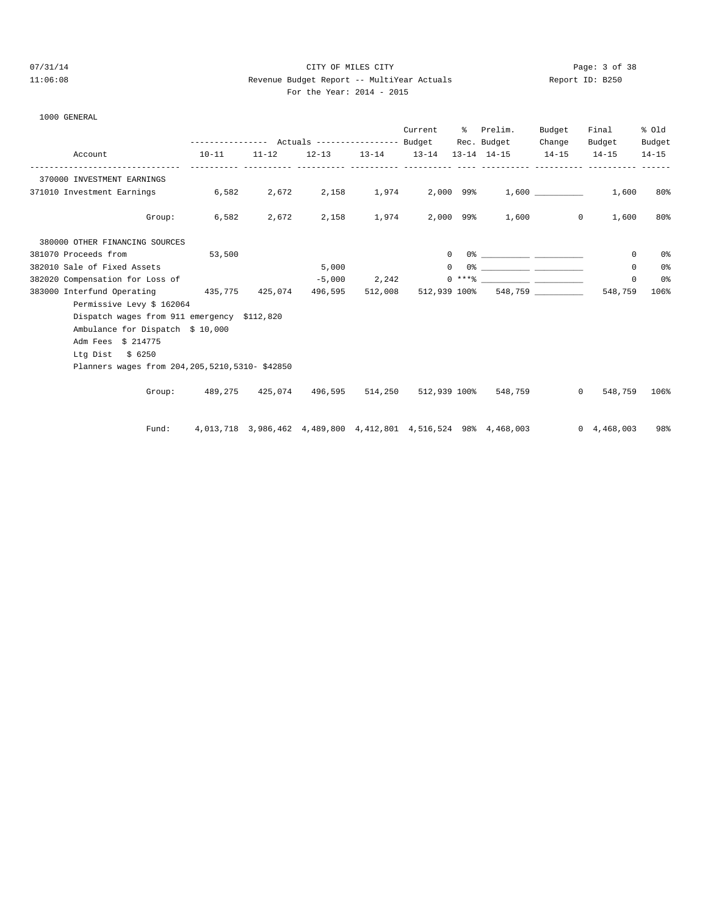CITY OF MILES CITY

Revenue Budget Report -- MultiYear Actuals

For the Year: 2014 - 2015

07/31/14 11:06:08 Report ID: B250

1000 GENERAL

| Account | Actuals 10-11 | Actuals 11-12 | Actuals 12-13 | Actuals 13-14 | Current Budget 13-14 | % Rec. 13-14 | Prelim. Budget 14-15 | Budget Change 14-15 | Final Budget 14-15 | % Old Budget 14-15 |
|---|---|---|---|---|---|---|---|---|---|---|
| 370000 INVESTMENT EARNINGS | | | | | | | | | | |
| 371010 Investment Earnings | 6,582 | 2,672 | 2,158 | 1,974 | 2,000 | 99% | 1,600 | __________ | 1,600 | 80% |
| Group: | 6,582 | 2,672 | 2,158 | 1,974 | 2,000 | 99% | 1,600 | 0 | 1,600 | 80% |
| 380000 OTHER FINANCING SOURCES | | | | | | | | | | |
| 381070 Proceeds from | 53,500 | | | | 0 | 0% | __________ | __________ | 0 | 0% |
| 382010 Sale of Fixed Assets | | | 5,000 | | 0 | 0% | __________ | __________ | 0 | 0% |
| 382020 Compensation for Loss of | | | -5,000 | 2,242 | 0 | ***% | __________ | __________ | 0 | 0% |
| 383000 Interfund Operating | 435,775 | 425,074 | 496,595 | 512,008 | 512,939 | 100% | 548,759 | __________ | 548,759 | 106% |
| Group: | 489,275 | 425,074 | 496,595 | 514,250 | 512,939 | 100% | 548,759 | 0 | 548,759 | 106% |
| Fund: | 4,013,718 | 3,986,462 | 4,489,800 | 4,412,801 | 4,516,524 | 98% | 4,468,003 | 0 | 4,468,003 | 98% |

Notes for 383000 Interfund Operating:

Permissive Levy $ 162064

Dispatch wages from 911 emergency $112,820

Ambulance for Dispatch $ 10,000

Adm Fees $ 214775

Ltg Dist $ 6250

Planners wages from 204,205,5210,5310- $42850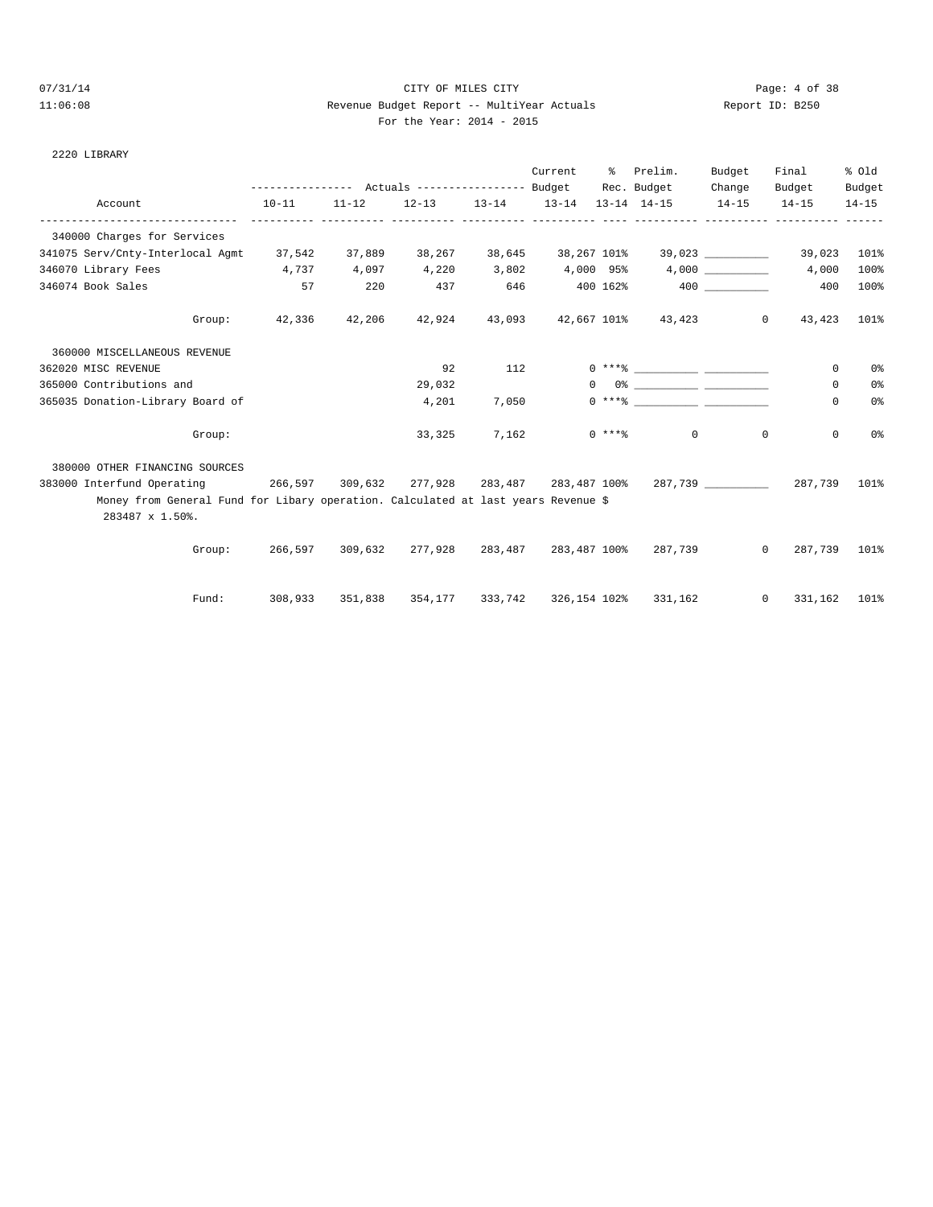CITY OF MILES CITY

Revenue Budget Report -- MultiYear Actuals

For the Year: 2014 - 2015

2220 LIBRARY

| Account | Actuals 10-11 | Actuals 11-12 | Actuals 12-13 | Actuals 13-14 | Current Budget 13-14 | % Rec. 13-14 | Prelim. Budget 14-15 | Budget Change 14-15 | Final Budget 14-15 | % Old Budget 14-15 |
|---|---|---|---|---|---|---|---|---|---|---|
| 340000 Charges for Services | | | | | | | | | | |
| 341075 Serv/Cnty-Interlocal Agmt | 37,542 | 37,889 | 38,267 | 38,645 | 38,267 | 101% | 39,023 | __________ | 39,023 | 101% |
| 346070 Library Fees | 4,737 | 4,097 | 4,220 | 3,802 | 4,000 | 95% | 4,000 | __________ | 4,000 | 100% |
| 346074 Book Sales | 57 | 220 | 437 | 646 | 400 | 162% | 400 | __________ | 400 | 100% |
| Group: | 42,336 | 42,206 | 42,924 | 43,093 | 42,667 | 101% | 43,423 | 0 | 43,423 | 101% |
| 360000 MISCELLANEOUS REVENUE | | | | | | | | | | |
| 362020 MISC REVENUE | | | 92 | 112 | 0 | ***% | __________ | __________ | 0 | 0% |
| 365000 Contributions and | | | 29,032 | | 0 | 0% | __________ | __________ | 0 | 0% |
| 365035 Donation-Library Board of | | | 4,201 | 7,050 | 0 | ***% | __________ | __________ | 0 | 0% |
| Group: | | | 33,325 | 7,162 | 0 | ***% | 0 | 0 | 0 | 0% |
| 380000 OTHER FINANCING SOURCES | | | | | | | | | | |
| 383000 Interfund Operating | 266,597 | 309,632 | 277,928 | 283,487 | 283,487 | 100% | 287,739 | __________ | 287,739 | 101% |
| Money from General Fund for Libary operation. Calculated at last years Revenue $ 283487 x 1.50%. | | | | | | | | | | |
| Group: | 266,597 | 309,632 | 277,928 | 283,487 | 283,487 | 100% | 287,739 | 0 | 287,739 | 101% |
| Fund: | 308,933 | 351,838 | 354,177 | 333,742 | 326,154 | 102% | 331,162 | 0 | 331,162 | 101% |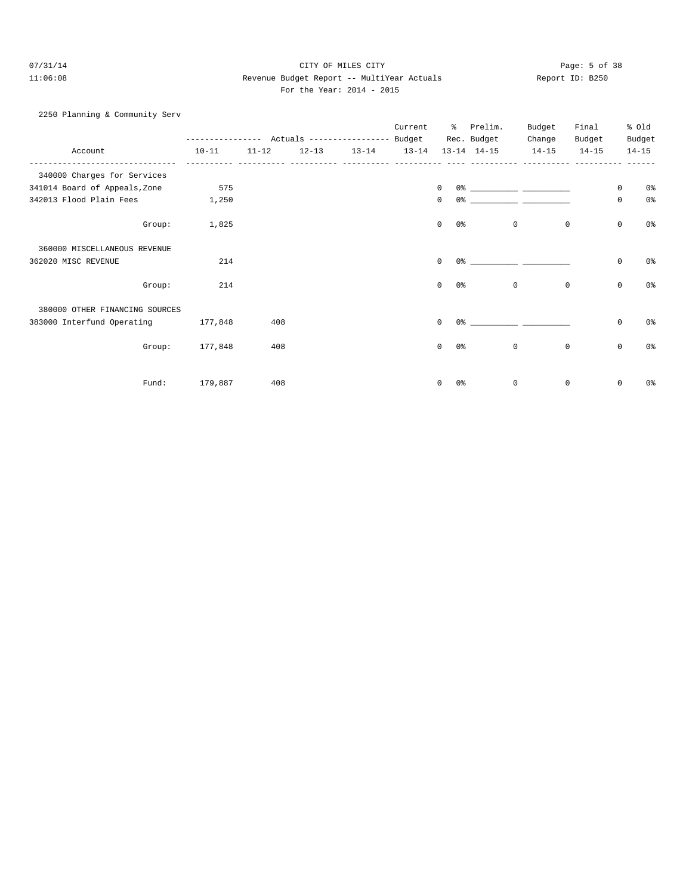## 2250 Planning & Community Serv

| Account | Actuals 10-11 | Actuals 11-12 | Actuals 12-13 | Actuals 13-14 | Current Budget 13-14 | % Rec. 13-14 | Prelim. Budget 14-15 | Budget Change 14-15 | Final Budget 14-15 | % Old Budget 14-15 |
|---|---|---|---|---|---|---|---|---|---|---|
| **340000 Charges for Services** | | | | | | | | | | |
| 341014 Board of Appeals,Zone | 575 | | | | 0 | 0% | ___________ | ___________ | 0 | 0% |
| 342013 Flood Plain Fees | 1,250 | | | | 0 | 0% | ___________ | ___________ | 0 | 0% |
| Group: | 1,825 | | | | 0 | 0% | 0 | 0 | 0 | 0% |
| **360000 MISCELLANEOUS REVENUE** | | | | | | | | | | |
| 362020 MISC REVENUE | 214 | | | | 0 | 0% | ___________ | ___________ | 0 | 0% |
| Group: | 214 | | | | 0 | 0% | 0 | 0 | 0 | 0% |
| **380000 OTHER FINANCING SOURCES** | | | | | | | | | | |
| 383000 Interfund Operating | 177,848 | 408 | | | 0 | 0% | ___________ | ___________ | 0 | 0% |
| Group: | 177,848 | 408 | | | 0 | 0% | 0 | 0 | 0 | 0% |
| Fund: | 179,887 | 408 | | | 0 | 0% | 0 | 0 | 0 | 0% |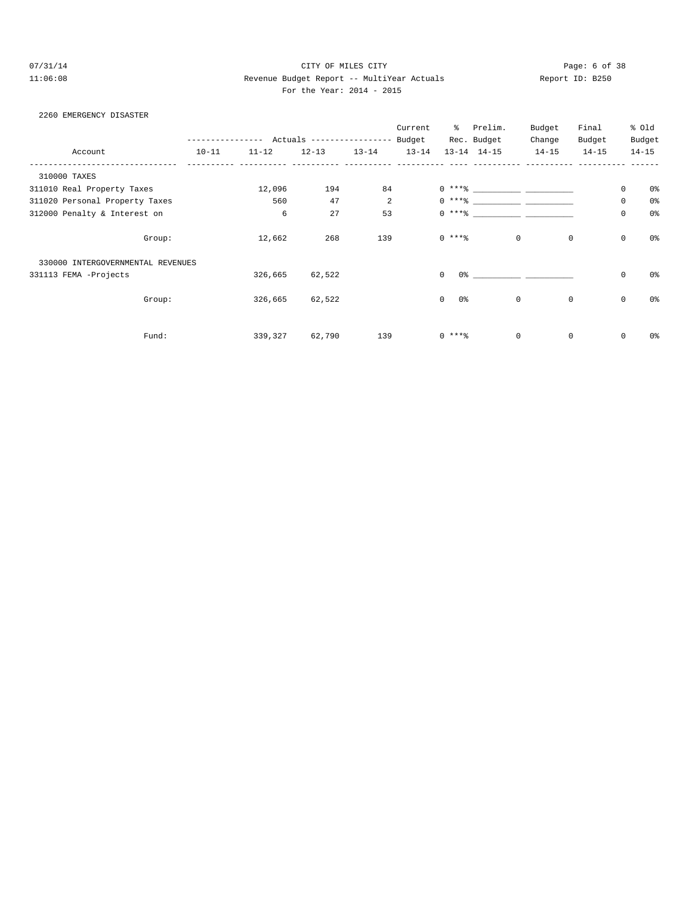2260 EMERGENCY DISASTER

| Account | 10-11 | 11-12 | 12-13 | 13-14 | Current Budget 13-14 | % Rec. 13-14 | Prelim. Budget 14-15 | Budget Change 14-15 | Final Budget 14-15 | % Old Budget 14-15 |
|---|---|---|---|---|---|---|---|---|---|---|
| 310000 TAXES | | | | | | | | | | |
| 311010 Real Property Taxes | | 12,096 | 194 | 84 | 0 | ***% | ___________ | ___________ | 0 | 0% |
| 311020 Personal Property Taxes | | 560 | 47 | 2 | 0 | ***% | ___________ | ___________ | 0 | 0% |
| 312000 Penalty & Interest on | | 6 | 27 | 53 | 0 | ***% | ___________ | ___________ | 0 | 0% |
| Group: | | 12,662 | 268 | 139 | 0 | ***% | 0 | 0 | 0 | 0% |
| 330000 INTERGOVERNMENTAL REVENUES | | | | | | | | | | |
| 331113 FEMA -Projects | | 326,665 | 62,522 | | 0 | 0% | ___________ | ___________ | 0 | 0% |
| Group: | | 326,665 | 62,522 | | 0 | 0% | 0 | 0 | 0 | 0% |
| Fund: | | 339,327 | 62,790 | 139 | 0 | ***% | 0 | 0 | 0 | 0% |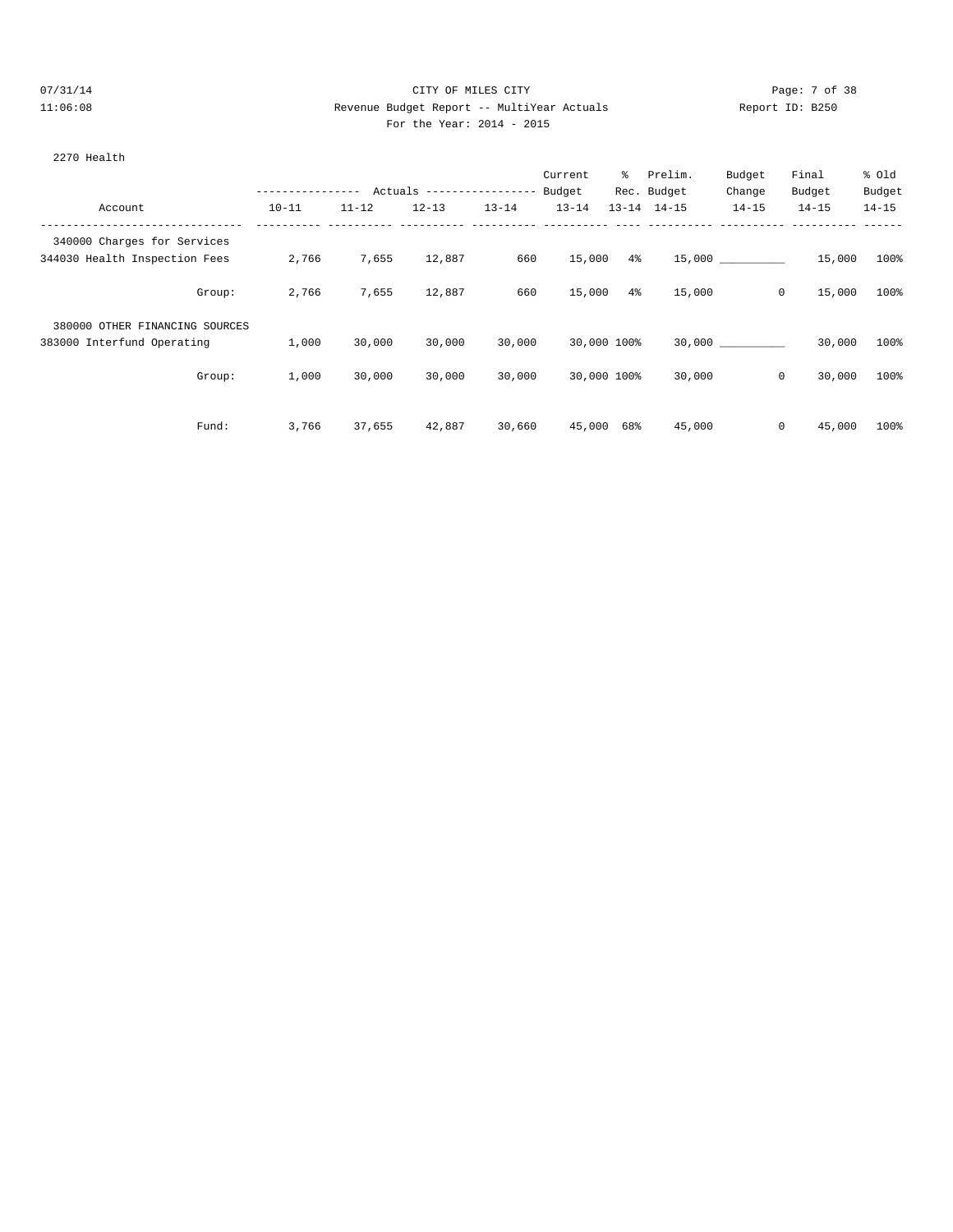CITY OF MILES CITY

Revenue Budget Report -- MultiYear Actuals

For the Year: 2014 - 2015

2270 Health

| Account | Actuals 10-11 | Actuals 11-12 | Actuals 12-13 | Actuals 13-14 | Current Budget 13-14 | % Rec. 13-14 | Prelim. Budget 14-15 | Budget Change 14-15 | Final Budget 14-15 | % Old Budget 14-15 |
|---|---|---|---|---|---|---|---|---|---|---|
| 340000 Charges for Services | | | | | | | | | | |
| 344030 Health Inspection Fees | 2,766 | 7,655 | 12,887 | 660 | 15,000 | 4% | 15,000 | __________ | 15,000 | 100% |
| Group: | 2,766 | 7,655 | 12,887 | 660 | 15,000 | 4% | 15,000 | 0 | 15,000 | 100% |
| 380000 OTHER FINANCING SOURCES | | | | | | | | | | |
| 383000 Interfund Operating | 1,000 | 30,000 | 30,000 | 30,000 | 30,000 | 100% | 30,000 | __________ | 30,000 | 100% |
| Group: | 1,000 | 30,000 | 30,000 | 30,000 | 30,000 | 100% | 30,000 | 0 | 30,000 | 100% |
| Fund: | 3,766 | 37,655 | 42,887 | 30,660 | 45,000 | 68% | 45,000 | 0 | 45,000 | 100% |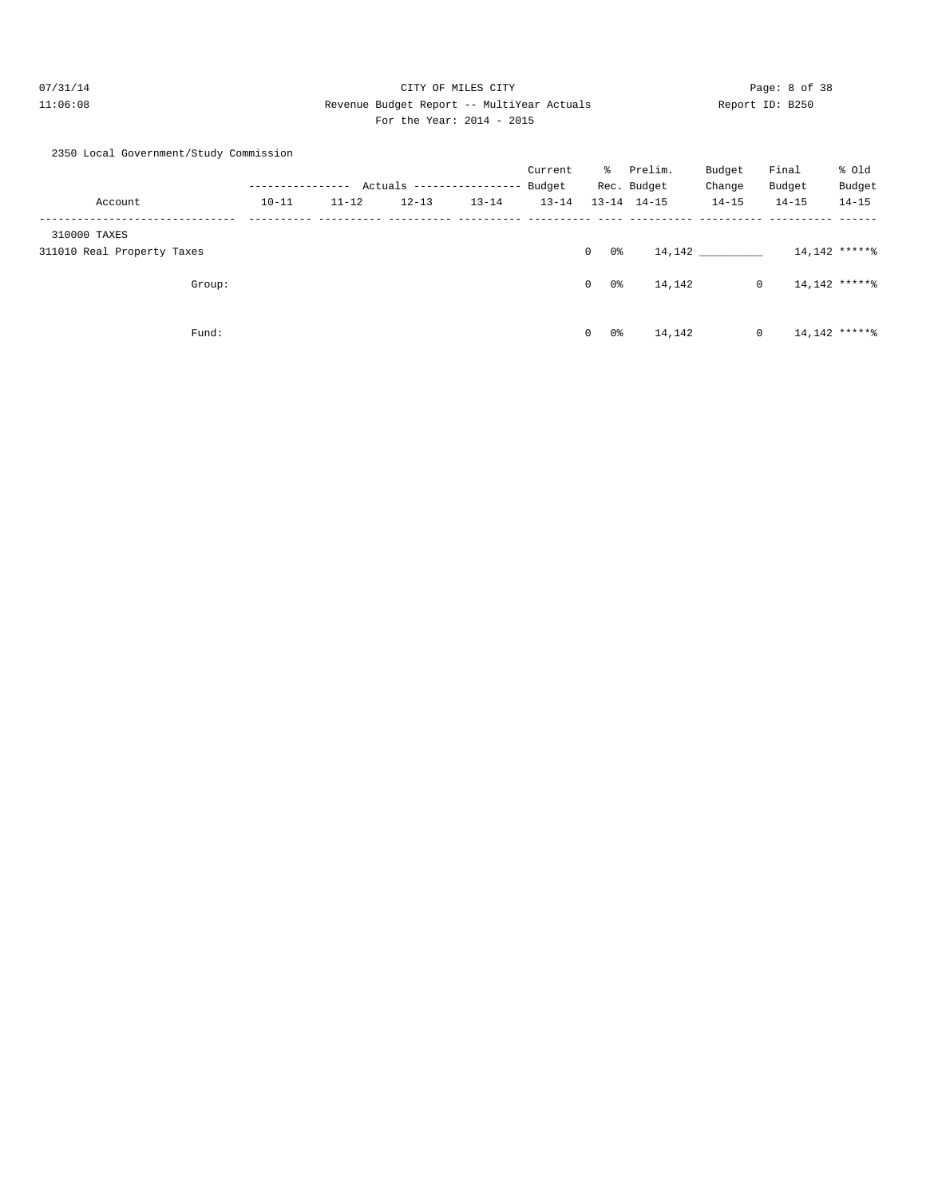2350 Local Government/Study Commission

| Account | Actuals 10-11 | Actuals 11-12 | Actuals 12-13 | Actuals 13-14 | Current Budget 13-14 | % Rec. 13-14 | Prelim. Budget 14-15 | Budget Change 14-15 | Final Budget 14-15 | % Old Budget 14-15 |
|---|---|---|---|---|---|---|---|---|---|---|
| 310000 TAXES | | | | | | | | | | |
| 311010 Real Property Taxes | | | | | 0 | 0% | 14,142 | __________ | 14,142 | *****% |
| Group: | | | | | 0 | 0% | 14,142 | 0 | 14,142 | *****% |
| Fund: | | | | | 0 | 0% | 14,142 | 0 | 14,142 | *****% |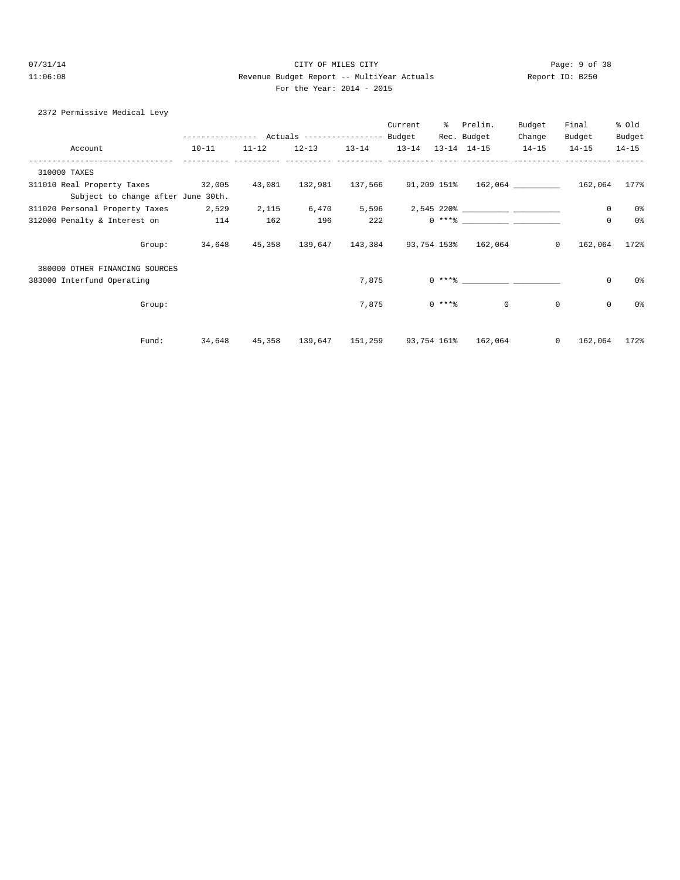CITY OF MILES CITY

Revenue Budget Report -- MultiYear Actuals

For the Year: 2014 - 2015

Report ID: B250

07/31/14 11:06:08

## 2372 Permissive Medical Levy

| Account | Actuals 10-11 | Actuals 11-12 | Actuals 12-13 | Actuals 13-14 | Current Budget 13-14 | % Rec. 13-14 | Prelim. Budget 14-15 | Budget Change 14-15 | Final Budget 14-15 | % Old Budget 14-15 |
|---|---|---|---|---|---|---|---|---|---|---|
| **310000 TAXES** | | | | | | | | | | |
| 311010 Real Property Taxes | 32,005 | 43,081 | 132,981 | 137,566 | 91,209 | 151% | 162,064 | __________ | 162,064 | 177% |
| Subject to change after June 30th. | | | | | | | | | | |
| 311020 Personal Property Taxes | 2,529 | 2,115 | 6,470 | 5,596 | 2,545 | 220% | __________ | __________ | 0 | 0% |
| 312000 Penalty & Interest on | 114 | 162 | 196 | 222 | 0 | ***% | __________ | __________ | 0 | 0% |
| Group: | 34,648 | 45,358 | 139,647 | 143,384 | 93,754 | 153% | 162,064 | 0 | 162,064 | 172% |
| **380000 OTHER FINANCING SOURCES** | | | | | | | | | | |
| 383000 Interfund Operating | | | | 7,875 | 0 | ***% | __________ | __________ | 0 | 0% |
| Group: | | | | 7,875 | 0 | ***% | 0 | 0 | 0 | 0% |
| Fund: | 34,648 | 45,358 | 139,647 | 151,259 | 93,754 | 161% | 162,064 | 0 | 162,064 | 172% |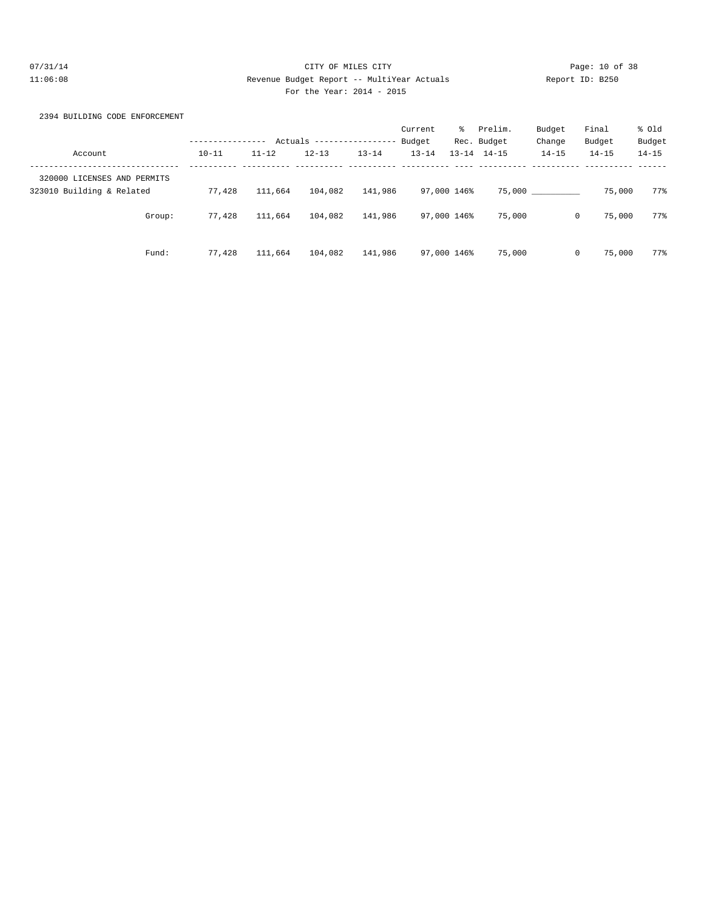CITY OF MILES CITY

Revenue Budget Report -- MultiYear Actuals

For the Year: 2014 - 2015

2394 BUILDING CODE ENFORCEMENT

| Account | Actuals 10-11 | Actuals 11-12 | Actuals 12-13 | Actuals 13-14 | Current Budget 13-14 | % Rec. 13-14 | Prelim. Budget 14-15 | Budget Change 14-15 | Final Budget 14-15 | % Old Budget 14-15 |
|---|---|---|---|---|---|---|---|---|---|---|
| 320000 LICENSES AND PERMITS | | | | | | | | | | |
| 323010 Building & Related | 77,428 | 111,664 | 104,082 | 141,986 | 97,000 | 146% | 75,000 | __________ | 75,000 | 77% |
| Group: | 77,428 | 111,664 | 104,082 | 141,986 | 97,000 | 146% | 75,000 | 0 | 75,000 | 77% |
| Fund: | 77,428 | 111,664 | 104,082 | 141,986 | 97,000 | 146% | 75,000 | 0 | 75,000 | 77% |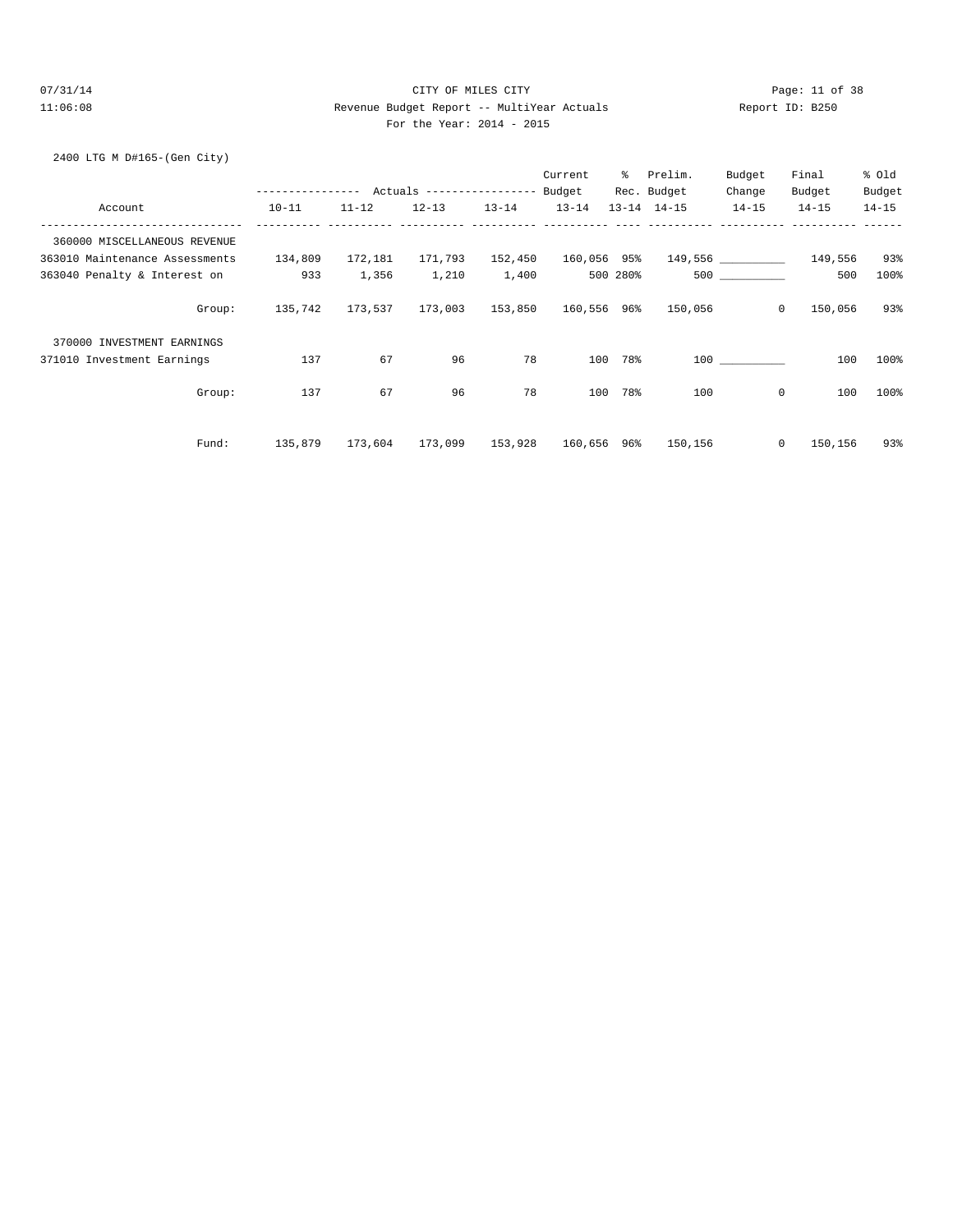CITY OF MILES CITY

Revenue Budget Report -- MultiYear Actuals

For the Year: 2014 - 2015

07/31/14 11:06:08 Report ID: B250

2400 LTG M D#165-(Gen City)

| Account | Actuals 10-11 | Actuals 11-12 | Actuals 12-13 | Actuals 13-14 | Current Budget 13-14 | % Rec. 13-14 | Prelim. Budget 14-15 | Budget Change 14-15 | Final Budget 14-15 | % Old Budget 14-15 |
|---|---|---|---|---|---|---|---|---|---|---|
| 360000 MISCELLANEOUS REVENUE | | | | | | | | | | |
| 363010 Maintenance Assessments | 134,809 | 172,181 | 171,793 | 152,450 | 160,056 | 95% | 149,556 | __________ | 149,556 | 93% |
| 363040 Penalty & Interest on | 933 | 1,356 | 1,210 | 1,400 | 500 | 280% | 500 | __________ | 500 | 100% |
| Group: | 135,742 | 173,537 | 173,003 | 153,850 | 160,556 | 96% | 150,056 | 0 | 150,056 | 93% |
| 370000 INVESTMENT EARNINGS | | | | | | | | | | |
| 371010 Investment Earnings | 137 | 67 | 96 | 78 | 100 | 78% | 100 | __________ | 100 | 100% |
| Group: | 137 | 67 | 96 | 78 | 100 | 78% | 100 | 0 | 100 | 100% |
| Fund: | 135,879 | 173,604 | 173,099 | 153,928 | 160,656 | 96% | 150,156 | 0 | 150,156 | 93% |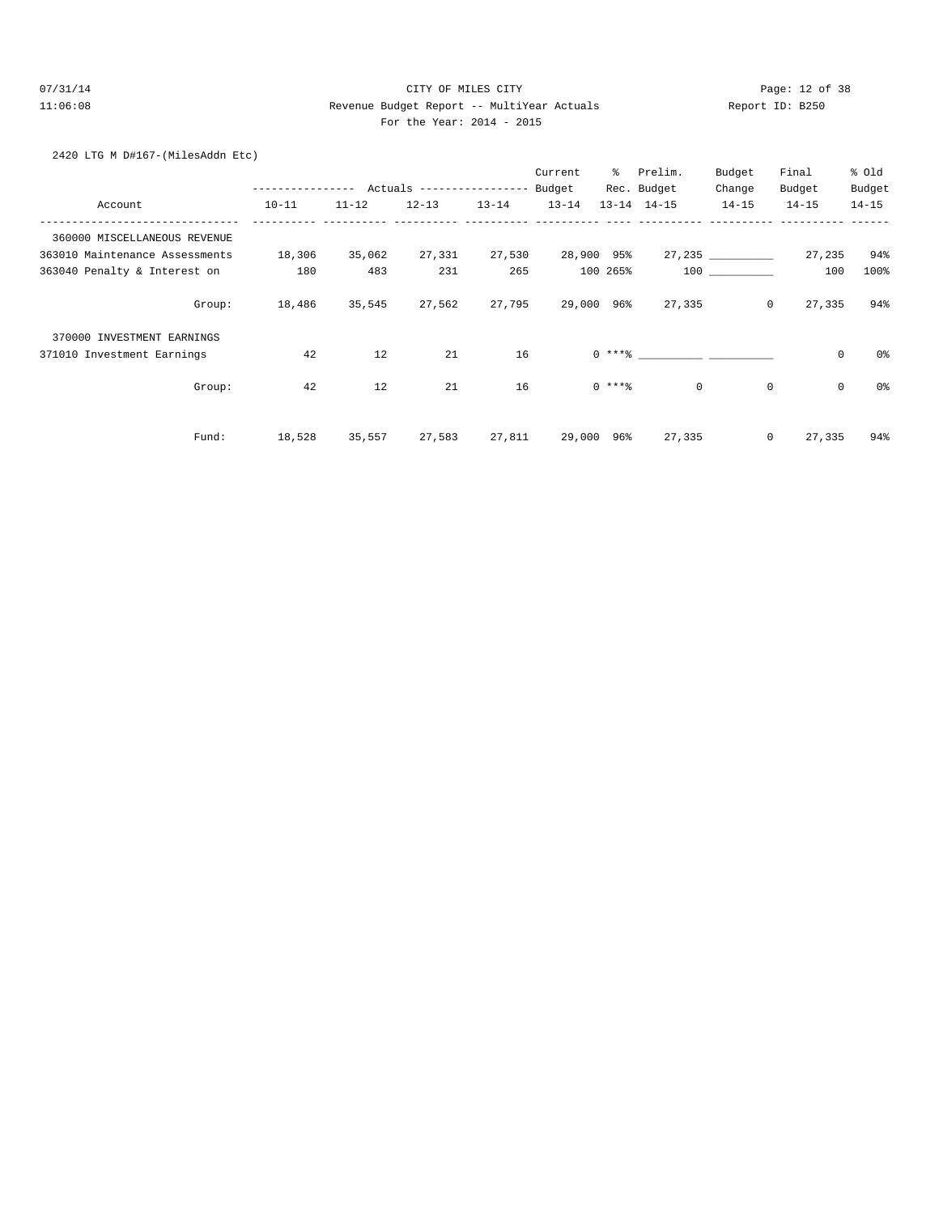CITY OF MILES CITY

Revenue Budget Report -- MultiYear Actuals

For the Year: 2014 - 2015

07/31/14 11:06:08 Report ID: B250

2420 LTG M D#167-(MilesAddn Etc)

| Account | Actuals 10-11 | Actuals 11-12 | Actuals 12-13 | Actuals 13-14 | Current Budget 13-14 | % Rec. 13-14 | Prelim. Budget 14-15 | Budget Change 14-15 | Final Budget 14-15 | % Old Budget 14-15 |
|---|---|---|---|---|---|---|---|---|---|---|
| 360000 MISCELLANEOUS REVENUE | | | | | | | | | | |
| 363010 Maintenance Assessments | 18,306 | 35,062 | 27,331 | 27,530 | 28,900 | 95% | 27,235 | __________ | 27,235 | 94% |
| 363040 Penalty & Interest on | 180 | 483 | 231 | 265 | 100 | 265% | 100 | __________ | 100 | 100% |
| Group: | 18,486 | 35,545 | 27,562 | 27,795 | 29,000 | 96% | 27,335 | 0 | 27,335 | 94% |
| 370000 INVESTMENT EARNINGS | | | | | | | | | | |
| 371010 Investment Earnings | 42 | 12 | 21 | 16 | 0 | ***% | __________ | __________ | 0 | 0% |
| Group: | 42 | 12 | 21 | 16 | 0 | ***% | 0 | 0 | 0 | 0% |
| Fund: | 18,528 | 35,557 | 27,583 | 27,811 | 29,000 | 96% | 27,335 | 0 | 27,335 | 94% |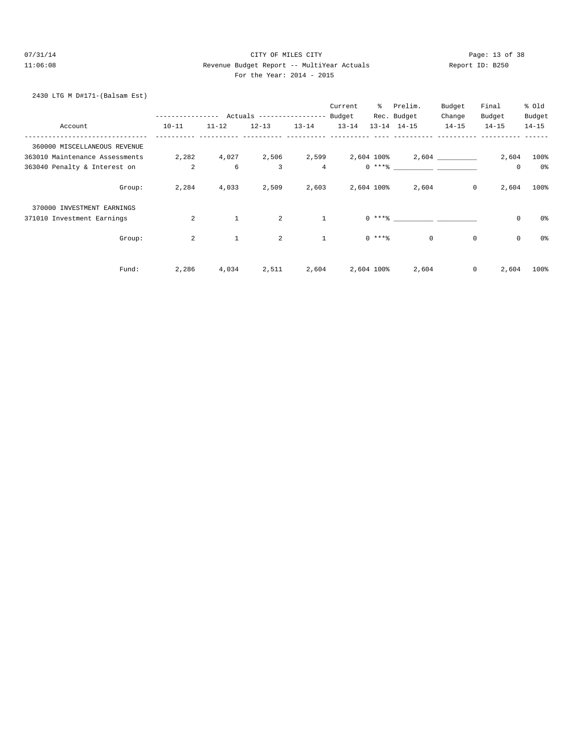CITY OF MILES CITY

Revenue Budget Report -- MultiYear Actuals

For the Year: 2014 - 2015

Report ID: B250

07/31/14 11:06:08

2430 LTG M D#171-(Balsam Est)

| Account | Actuals 10-11 | Actuals 11-12 | Actuals 12-13 | Actuals 13-14 | Current Budget 13-14 | % Rec. 13-14 | Prelim. Budget 14-15 | Budget Change 14-15 | Final Budget 14-15 | % Old Budget 14-15 |
|---|---|---|---|---|---|---|---|---|---|---|
| 360000 MISCELLANEOUS REVENUE | | | | | | | | | | |
| 363010 Maintenance Assessments | 2,282 | 4,027 | 2,506 | 2,599 | 2,604 | 100% | 2,604 | __________ | 2,604 | 100% |
| 363040 Penalty & Interest on | 2 | 6 | 3 | 4 | 0 | ***% | __________ | __________ | 0 | 0% |
| Group: | 2,284 | 4,033 | 2,509 | 2,603 | 2,604 | 100% | 2,604 | 0 | 2,604 | 100% |
| 370000 INVESTMENT EARNINGS | | | | | | | | | | |
| 371010 Investment Earnings | 2 | 1 | 2 | 1 | 0 | ***% | __________ | __________ | 0 | 0% |
| Group: | 2 | 1 | 2 | 1 | 0 | ***% | 0 | 0 | 0 | 0% |
| Fund: | 2,286 | 4,034 | 2,511 | 2,604 | 2,604 | 100% | 2,604 | 0 | 2,604 | 100% |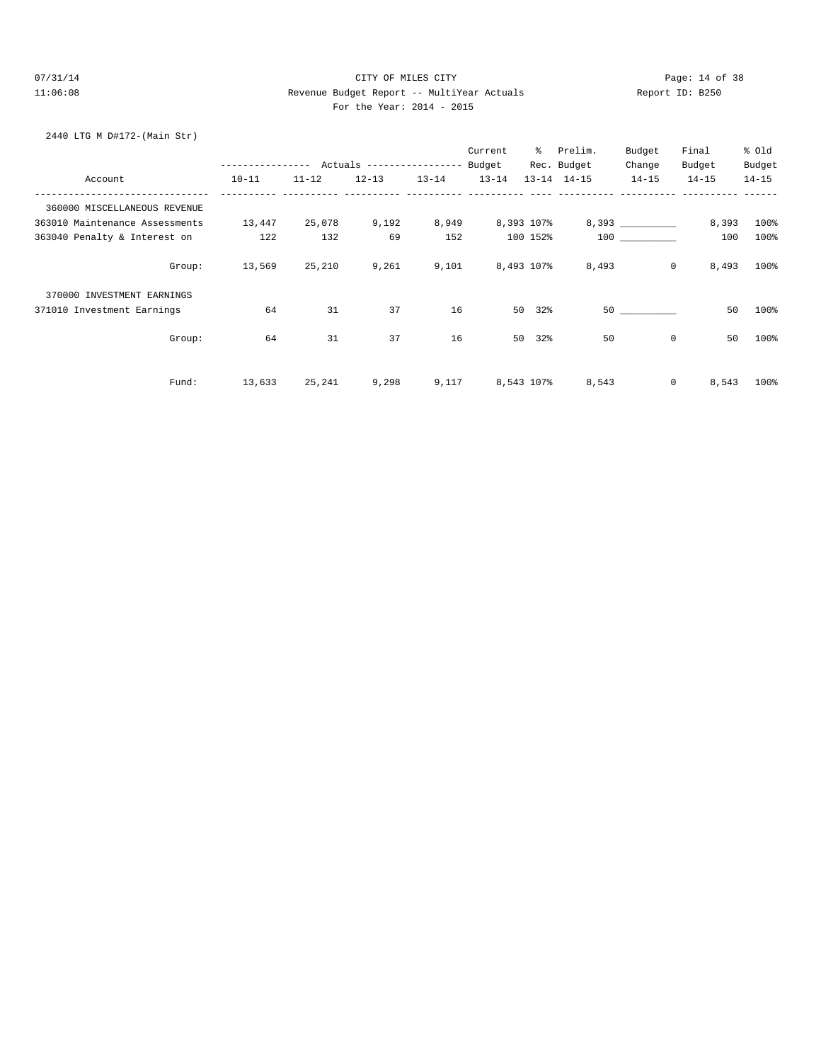CITY OF MILES CITY

Revenue Budget Report -- MultiYear Actuals

Report ID: B250

For the Year: 2014 - 2015

07/31/14 11:06:08

2440 LTG M D#172-(Main Str)

| Account | Actuals 10-11 | Actuals 11-12 | Actuals 12-13 | Actuals 13-14 | Current Budget 13-14 | % Rec. 13-14 | Prelim. Budget 14-15 | Budget Change 14-15 | Final Budget 14-15 | % Old Budget 14-15 |
|---|---|---|---|---|---|---|---|---|---|---|
| 360000 MISCELLANEOUS REVENUE | | | | | | | | | | |
| 363010 Maintenance Assessments | 13,447 | 25,078 | 9,192 | 8,949 | 8,393 | 107% | 8,393 | __________ | 8,393 | 100% |
| 363040 Penalty & Interest on | 122 | 132 | 69 | 152 | 100 | 152% | 100 | __________ | 100 | 100% |
| Group: | 13,569 | 25,210 | 9,261 | 9,101 | 8,493 | 107% | 8,493 | 0 | 8,493 | 100% |
| 370000 INVESTMENT EARNINGS | | | | | | | | | | |
| 371010 Investment Earnings | 64 | 31 | 37 | 16 | 50 | 32% | 50 | __________ | 50 | 100% |
| Group: | 64 | 31 | 37 | 16 | 50 | 32% | 50 | 0 | 50 | 100% |
| Fund: | 13,633 | 25,241 | 9,298 | 9,117 | 8,543 | 107% | 8,543 | 0 | 8,543 | 100% |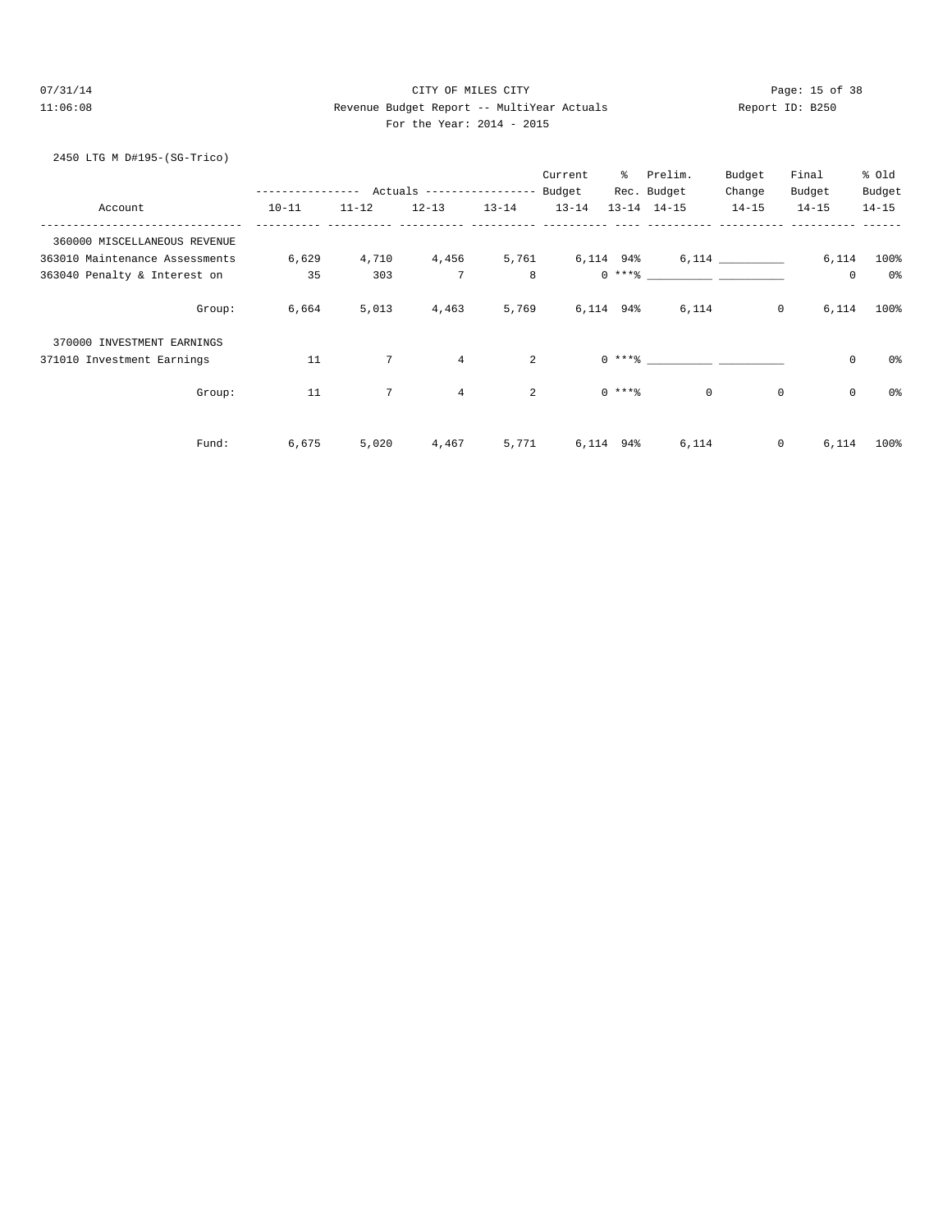CITY OF MILES CITY

Revenue Budget Report -- MultiYear Actuals

For the Year: 2014 - 2015

2450 LTG M D#195-(SG-Trico)

| Account | Actuals 10-11 | Actuals 11-12 | Actuals 12-13 | Actuals 13-14 | Current Budget 13-14 | % Rec. 13-14 | Prelim. Budget 14-15 | Budget Change 14-15 | Final Budget 14-15 | % Old Budget 14-15 |
|---|---|---|---|---|---|---|---|---|---|---|
| 360000 MISCELLANEOUS REVENUE | | | | | | | | | | |
| 363010 Maintenance Assessments | 6,629 | 4,710 | 4,456 | 5,761 | 6,114 | 94% | 6,114 | __________ | 6,114 | 100% |
| 363040 Penalty & Interest on | 35 | 303 | 7 | 8 | 0 | ***% | __________ | __________ | 0 | 0% |
| Group: | 6,664 | 5,013 | 4,463 | 5,769 | 6,114 | 94% | 6,114 | 0 | 6,114 | 100% |
| 370000 INVESTMENT EARNINGS | | | | | | | | | | |
| 371010 Investment Earnings | 11 | 7 | 4 | 2 | 0 | ***% | __________ | __________ | 0 | 0% |
| Group: | 11 | 7 | 4 | 2 | 0 | ***% | 0 | 0 | 0 | 0% |
| Fund: | 6,675 | 5,020 | 4,467 | 5,771 | 6,114 | 94% | 6,114 | 0 | 6,114 | 100% |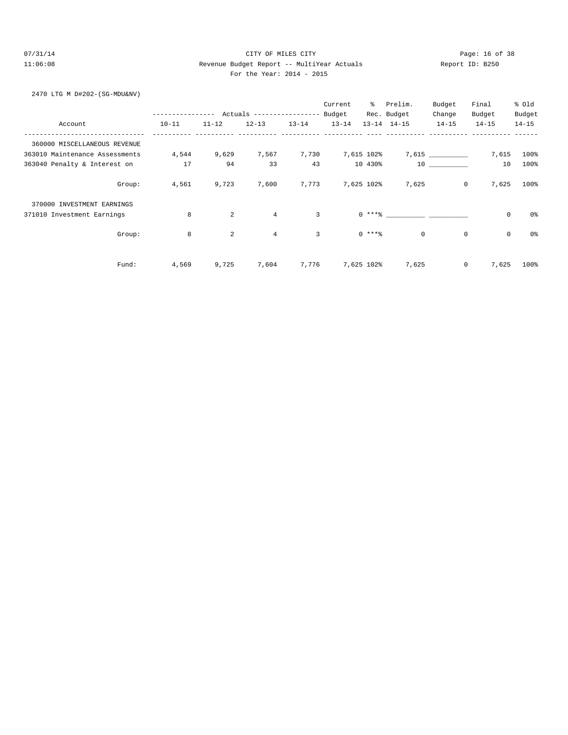CITY OF MILES CITY

Revenue Budget Report -- MultiYear Actuals

For the Year: 2014 - 2015

2470 LTG M D#202-(SG-MDU&NV)

| Account | Actuals 10-11 | Actuals 11-12 | Actuals 12-13 | Actuals 13-14 | Current Budget 13-14 | % Rec. 13-14 | Prelim. Budget 14-15 | Budget Change 14-15 | Final Budget 14-15 | % Old Budget 14-15 |
|---|---|---|---|---|---|---|---|---|---|---|
| 360000 MISCELLANEOUS REVENUE | | | | | | | | | | |
| 363010 Maintenance Assessments | 4,544 | 9,629 | 7,567 | 7,730 | 7,615 | 102% | 7,615 | __________ | 7,615 | 100% |
| 363040 Penalty & Interest on | 17 | 94 | 33 | 43 | 10 | 430% | 10 | __________ | 10 | 100% |
| Group: | 4,561 | 9,723 | 7,600 | 7,773 | 7,625 | 102% | 7,625 | 0 | 7,625 | 100% |
| 370000 INVESTMENT EARNINGS | | | | | | | | | | |
| 371010 Investment Earnings | 8 | 2 | 4 | 3 | 0 | ***% | __________ | __________ | 0 | 0% |
| Group: | 8 | 2 | 4 | 3 | 0 | ***% | 0 | 0 | 0 | 0% |
| Fund: | 4,569 | 9,725 | 7,604 | 7,776 | 7,625 | 102% | 7,625 | 0 | 7,625 | 100% |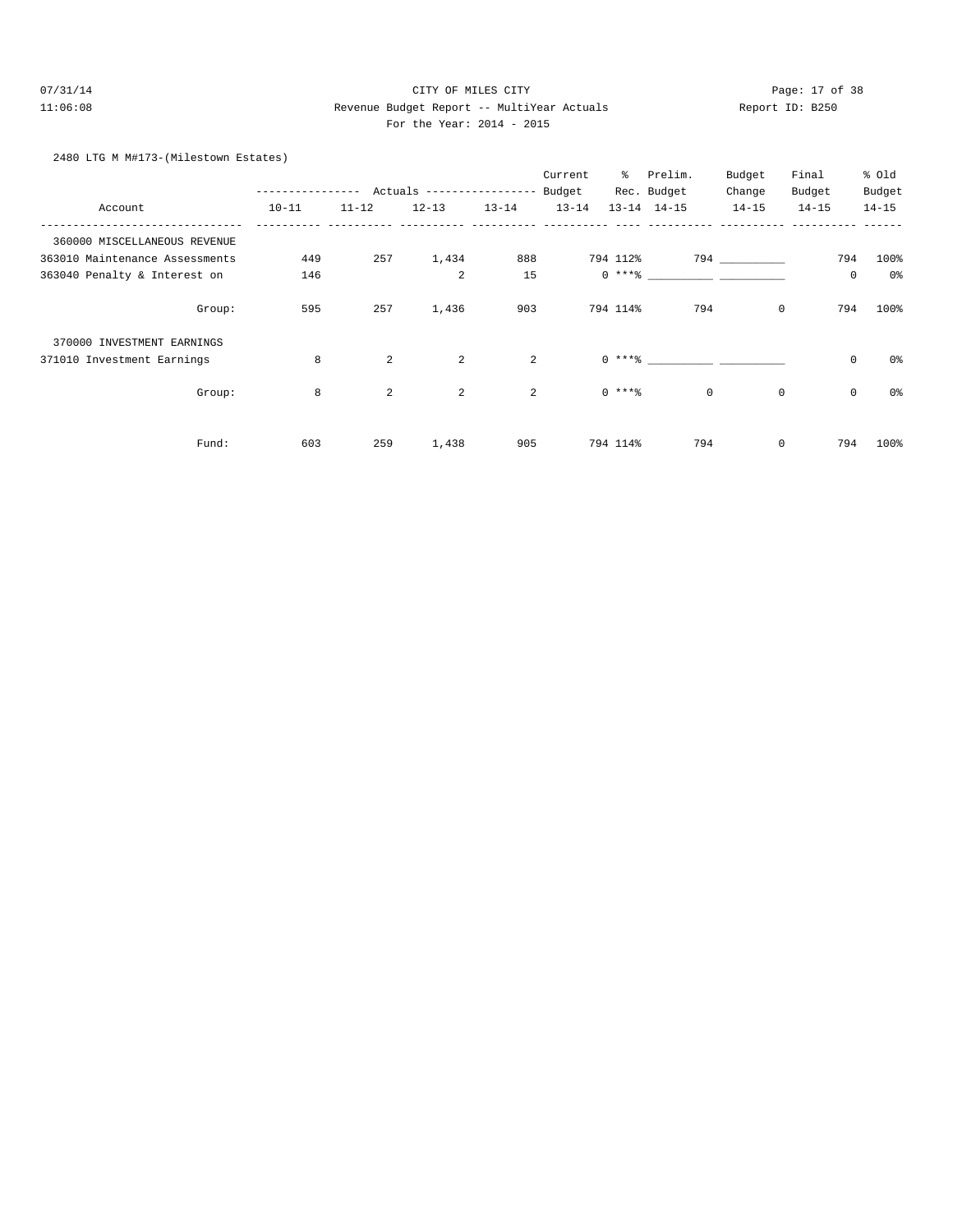CITY OF MILES CITY

Revenue Budget Report -- MultiYear Actuals

For the Year: 2014 - 2015

2480 LTG M M#173-(Milestown Estates)

| Account | Actuals 10-11 | Actuals 11-12 | Actuals 12-13 | Actuals 13-14 | Current Budget 13-14 | % Rec. 13-14 | Prelim. Budget 14-15 | Budget Change 14-15 | Final Budget 14-15 | % Old Budget 14-15 |
|---|---|---|---|---|---|---|---|---|---|---|
| 360000 MISCELLANEOUS REVENUE | | | | | | | | | | |
| 363010 Maintenance Assessments | 449 | 257 | 1,434 | 888 | 794 | 112% | 794 | __________ | 794 | 100% |
| 363040 Penalty & Interest on | 146 | | 2 | 15 | 0 | ***% | __________ | __________ | 0 | 0% |
| Group: | 595 | 257 | 1,436 | 903 | 794 | 114% | 794 | 0 | 794 | 100% |
| 370000 INVESTMENT EARNINGS | | | | | | | | | | |
| 371010 Investment Earnings | 8 | 2 | 2 | 2 | 0 | ***% | __________ | __________ | 0 | 0% |
| Group: | 8 | 2 | 2 | 2 | 0 | ***% | 0 | 0 | 0 | 0% |
| Fund: | 603 | 259 | 1,438 | 905 | 794 | 114% | 794 | 0 | 794 | 100% |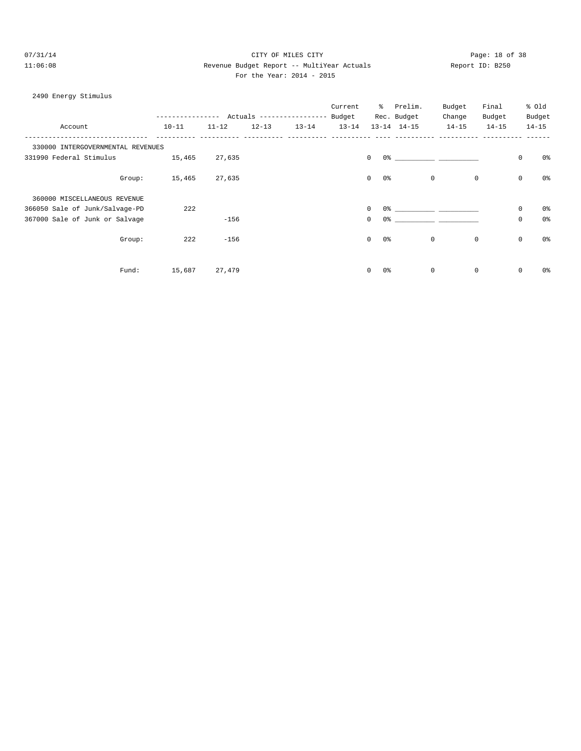CITY OF MILES CITY

Revenue Budget Report -- MultiYear Actuals

For the Year: 2014 - 2015

2490 Energy Stimulus

| Account | Actuals 10-11 | Actuals 11-12 | Actuals 12-13 | Actuals 13-14 | Current Budget 13-14 | % Rec. 13-14 | Prelim. Budget 14-15 | Budget Change 14-15 | Final Budget 14-15 | % Old Budget 14-15 |
|---|---|---|---|---|---|---|---|---|---|---|
| 330000 INTERGOVERNMENTAL REVENUES | | | | | | | | | | |
| 331990 Federal Stimulus | 15,465 | 27,635 | | | 0 | 0% | ___________ | ___________ | 0 | 0% |
| Group: | 15,465 | 27,635 | | | 0 | 0% | 0 | 0 | 0 | 0% |
| 360000 MISCELLANEOUS REVENUE | | | | | | | | | | |
| 366050 Sale of Junk/Salvage-PD | 222 | | | | 0 | 0% | ___________ | ___________ | 0 | 0% |
| 367000 Sale of Junk or Salvage | | -156 | | | 0 | 0% | ___________ | ___________ | 0 | 0% |
| Group: | 222 | -156 | | | 0 | 0% | 0 | 0 | 0 | 0% |
| Fund: | 15,687 | 27,479 | | | 0 | 0% | 0 | 0 | 0 | 0% |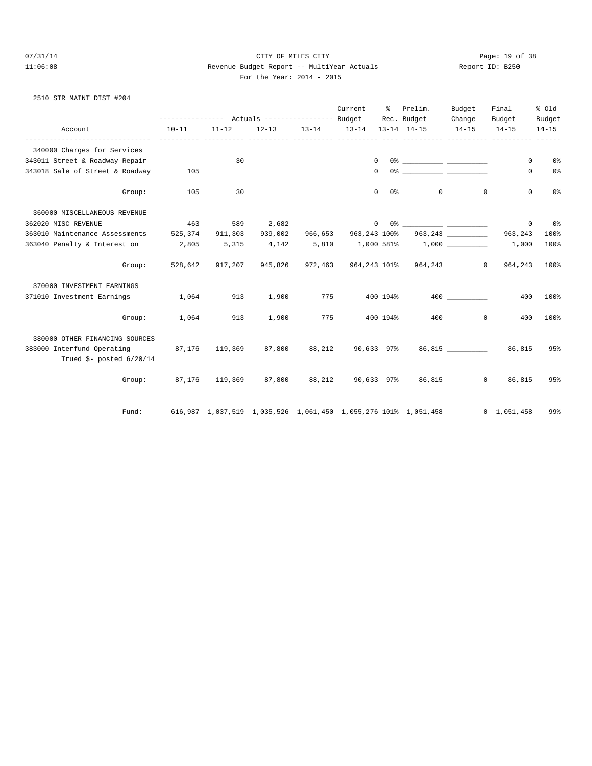CITY OF MILES CITY

Revenue Budget Report -- MultiYear Actuals

For the Year: 2014 - 2015

07/31/14
11:06:08

Report ID: B250

2510 STR MAINT DIST #204

| Account | Actuals 10-11 | Actuals 11-12 | Actuals 12-13 | Actuals 13-14 | Current Budget 13-14 | % Rec. 13-14 | Prelim. Budget 14-15 | Budget Change 14-15 | Final Budget 14-15 | % Old Budget 14-15 |
|---|---|---|---|---|---|---|---|---|---|---|
| 340000 Charges for Services | | | | | | | | | | |
| 343011 Street & Roadway Repair | | 30 | | | 0 | 0% | ___________ | ___________ | 0 | 0% |
| 343018 Sale of Street & Roadway | 105 | | | | 0 | 0% | ___________ | ___________ | 0 | 0% |
| Group: | 105 | 30 | | | 0 | 0% | 0 | 0 | 0 | 0% |
| 360000 MISCELLANEOUS REVENUE | | | | | | | | | | |
| 362020 MISC REVENUE | 463 | 589 | 2,682 | | 0 | 0% | ___________ | ___________ | 0 | 0% |
| 363010 Maintenance Assessments | 525,374 | 911,303 | 939,002 | 966,653 | 963,243 | 100% | 963,243 | ___________ | 963,243 | 100% |
| 363040 Penalty & Interest on | 2,805 | 5,315 | 4,142 | 5,810 | 1,000 | 581% | 1,000 | ___________ | 1,000 | 100% |
| Group: | 528,642 | 917,207 | 945,826 | 972,463 | 964,243 | 101% | 964,243 | 0 | 964,243 | 100% |
| 370000 INVESTMENT EARNINGS | | | | | | | | | | |
| 371010 Investment Earnings | 1,064 | 913 | 1,900 | 775 | 400 | 194% | 400 | ___________ | 400 | 100% |
| Group: | 1,064 | 913 | 1,900 | 775 | 400 | 194% | 400 | 0 | 400 | 100% |
| 380000 OTHER FINANCING SOURCES | | | | | | | | | | |
| 383000 Interfund Operating<br>Trued $- posted 6/20/14 | 87,176 | 119,369 | 87,800 | 88,212 | 90,633 | 97% | 86,815 | ___________ | 86,815 | 95% |
| Group: | 87,176 | 119,369 | 87,800 | 88,212 | 90,633 | 97% | 86,815 | 0 | 86,815 | 95% |
| Fund: | 616,987 | 1,037,519 | 1,035,526 | 1,061,450 | 1,055,276 | 101% | 1,051,458 | 0 | 1,051,458 | 99% |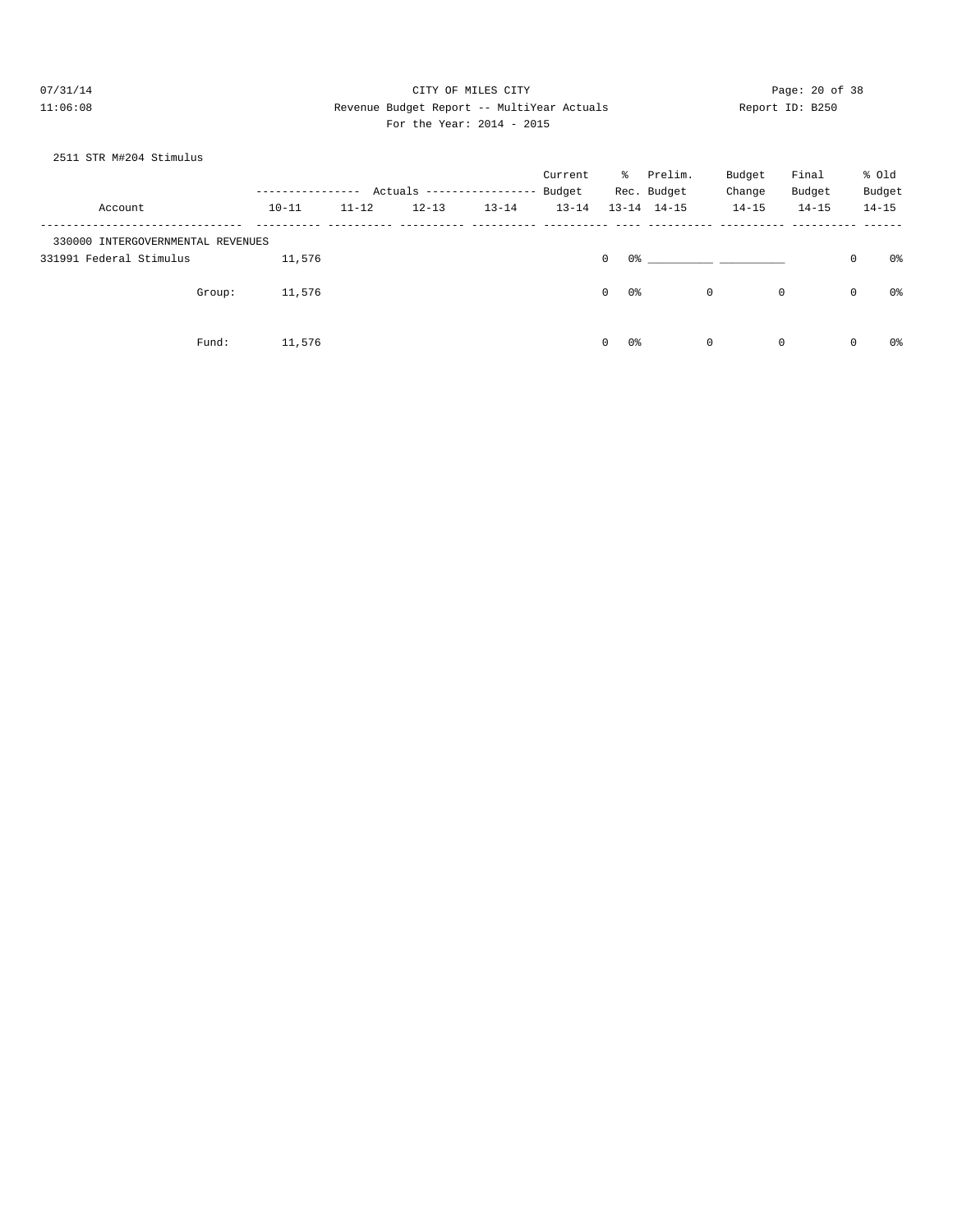CITY OF MILES CITY

Revenue Budget Report -- MultiYear Actuals

For the Year: 2014 - 2015

2511 STR M#204 Stimulus

| Account | Actuals 10-11 | Actuals 11-12 | Actuals 12-13 | Actuals 13-14 | Current Budget 13-14 | % Rec. 13-14 | Prelim. Budget 14-15 | Budget Change 14-15 | Final Budget 14-15 | % Old Budget 14-15 |
|---|---|---|---|---|---|---|---|---|---|---|
| 330000 INTERGOVERNMENTAL REVENUES | | | | | | | | | | |
| 331991 Federal Stimulus | 11,576 | | | | 0 | 0% | ___________ | ___________ | 0 | 0% |
| Group: | 11,576 | | | | 0 | 0% | 0 | 0 | 0 | 0% |
| Fund: | 11,576 | | | | 0 | 0% | 0 | 0 | 0 | 0% |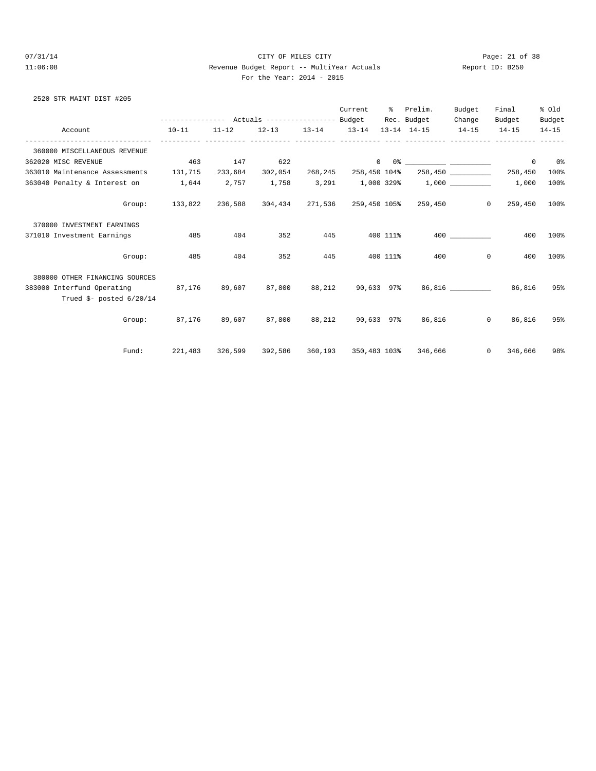CITY OF MILES CITY

Revenue Budget Report -- MultiYear Actuals

For the Year: 2014 - 2015

2520 STR MAINT DIST #205

| Account | Actuals 10-11 | Actuals 11-12 | Actuals 12-13 | Actuals 13-14 | Current Budget 13-14 | % Rec. 13-14 | Prelim. Budget 14-15 | Budget Change 14-15 | Final Budget 14-15 | % Old Budget 14-15 |
|---|---|---|---|---|---|---|---|---|---|---|
| 360000 MISCELLANEOUS REVENUE | | | | | | | | | | |
| 362020 MISC REVENUE | 463 | 147 | 622 | | 0 | 0% | ___________ | ___________ | 0 | 0% |
| 363010 Maintenance Assessments | 131,715 | 233,684 | 302,054 | 268,245 | 258,450 | 104% | 258,450 | ___________ | 258,450 | 100% |
| 363040 Penalty & Interest on | 1,644 | 2,757 | 1,758 | 3,291 | 1,000 | 329% | 1,000 | ___________ | 1,000 | 100% |
| Group: | 133,822 | 236,588 | 304,434 | 271,536 | 259,450 | 105% | 259,450 | 0 | 259,450 | 100% |
| 370000 INVESTMENT EARNINGS | | | | | | | | | | |
| 371010 Investment Earnings | 485 | 404 | 352 | 445 | 400 | 111% | 400 | ___________ | 400 | 100% |
| Group: | 485 | 404 | 352 | 445 | 400 | 111% | 400 | 0 | 400 | 100% |
| 380000 OTHER FINANCING SOURCES | | | | | | | | | | |
| 383000 Interfund Operating<br>Trued $- posted 6/20/14 | 87,176 | 89,607 | 87,800 | 88,212 | 90,633 | 97% | 86,816 | ___________ | 86,816 | 95% |
| Group: | 87,176 | 89,607 | 87,800 | 88,212 | 90,633 | 97% | 86,816 | 0 | 86,816 | 95% |
| Fund: | 221,483 | 326,599 | 392,586 | 360,193 | 350,483 | 103% | 346,666 | 0 | 346,666 | 98% |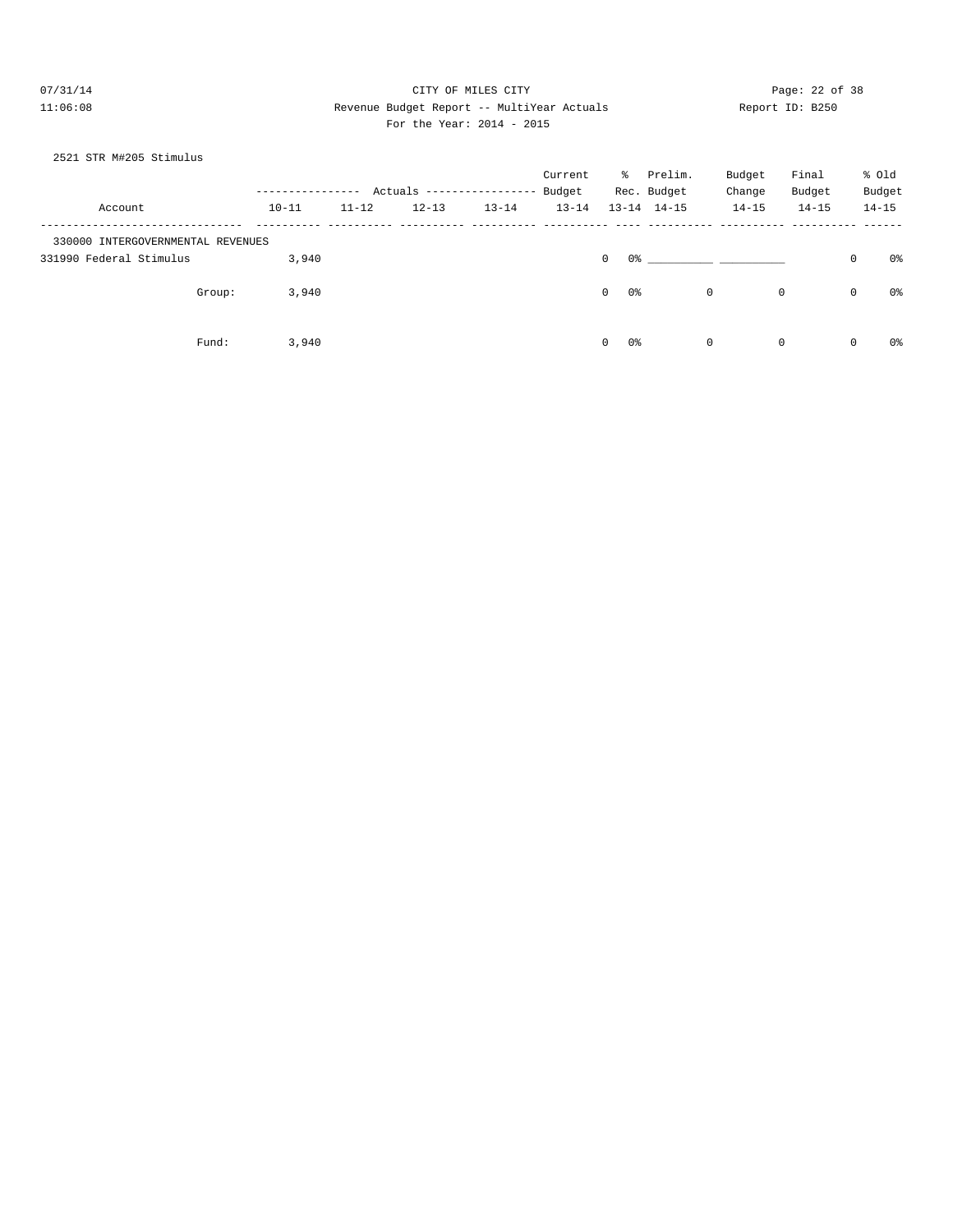CITY OF MILES CITY

Revenue Budget Report -- MultiYear Actuals

Report ID: B250

For the Year: 2014 - 2015

2521 STR M#205 Stimulus

| Account | Actuals 10-11 | Actuals 11-12 | Actuals 12-13 | Actuals 13-14 | Current Budget 13-14 | % Rec. 13-14 | Prelim. Budget 14-15 | Budget Change 14-15 | Final Budget 14-15 | % Old Budget 14-15 |
|---|---|---|---|---|---|---|---|---|---|---|
| 330000 INTERGOVERNMENTAL REVENUES | | | | | | | | | | |
| 331990 Federal Stimulus | 3,940 | | | | 0 | 0% | __________ | __________ | 0 | 0% |
| Group: | 3,940 | | | | 0 | 0% | 0 | 0 | 0 | 0% |
| Fund: | 3,940 | | | | 0 | 0% | 0 | 0 | 0 | 0% |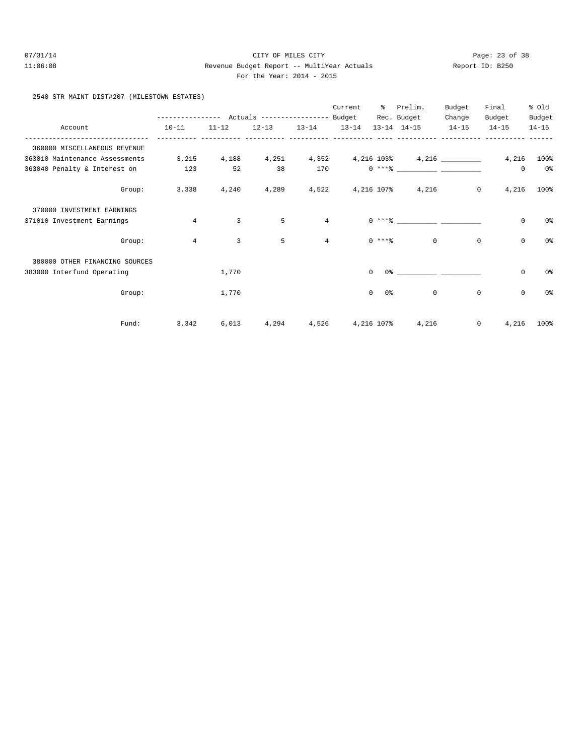2540 STR MAINT DIST#207-(MILESTOWN ESTATES)

| Account | Actuals 10-11 | Actuals 11-12 | Actuals 12-13 | Actuals 13-14 | Current Budget 13-14 | % Rec. 13-14 | Prelim. Budget 14-15 | Budget Change 14-15 | Final Budget 14-15 | % Old Budget 14-15 |
|---|---|---|---|---|---|---|---|---|---|---|
| 360000 MISCELLANEOUS REVENUE | | | | | | | | | | |
| 363010 Maintenance Assessments | 3,215 | 4,188 | 4,251 | 4,352 | 4,216 | 103% | 4,216 | __________ | 4,216 | 100% |
| 363040 Penalty & Interest on | 123 | 52 | 38 | 170 | 0 | ***% | __________ | __________ | 0 | 0% |
| Group: | 3,338 | 4,240 | 4,289 | 4,522 | 4,216 | 107% | 4,216 | 0 | 4,216 | 100% |
| 370000 INVESTMENT EARNINGS | | | | | | | | | | |
| 371010 Investment Earnings | 4 | 3 | 5 | 4 | 0 | ***% | __________ | __________ | 0 | 0% |
| Group: | 4 | 3 | 5 | 4 | 0 | ***% | 0 | 0 | 0 | 0% |
| 380000 OTHER FINANCING SOURCES | | | | | | | | | | |
| 383000 Interfund Operating | | 1,770 | | | 0 | 0% | __________ | __________ | 0 | 0% |
| Group: | | 1,770 | | | 0 | 0% | 0 | 0 | 0 | 0% |
| Fund: | 3,342 | 6,013 | 4,294 | 4,526 | 4,216 | 107% | 4,216 | 0 | 4,216 | 100% |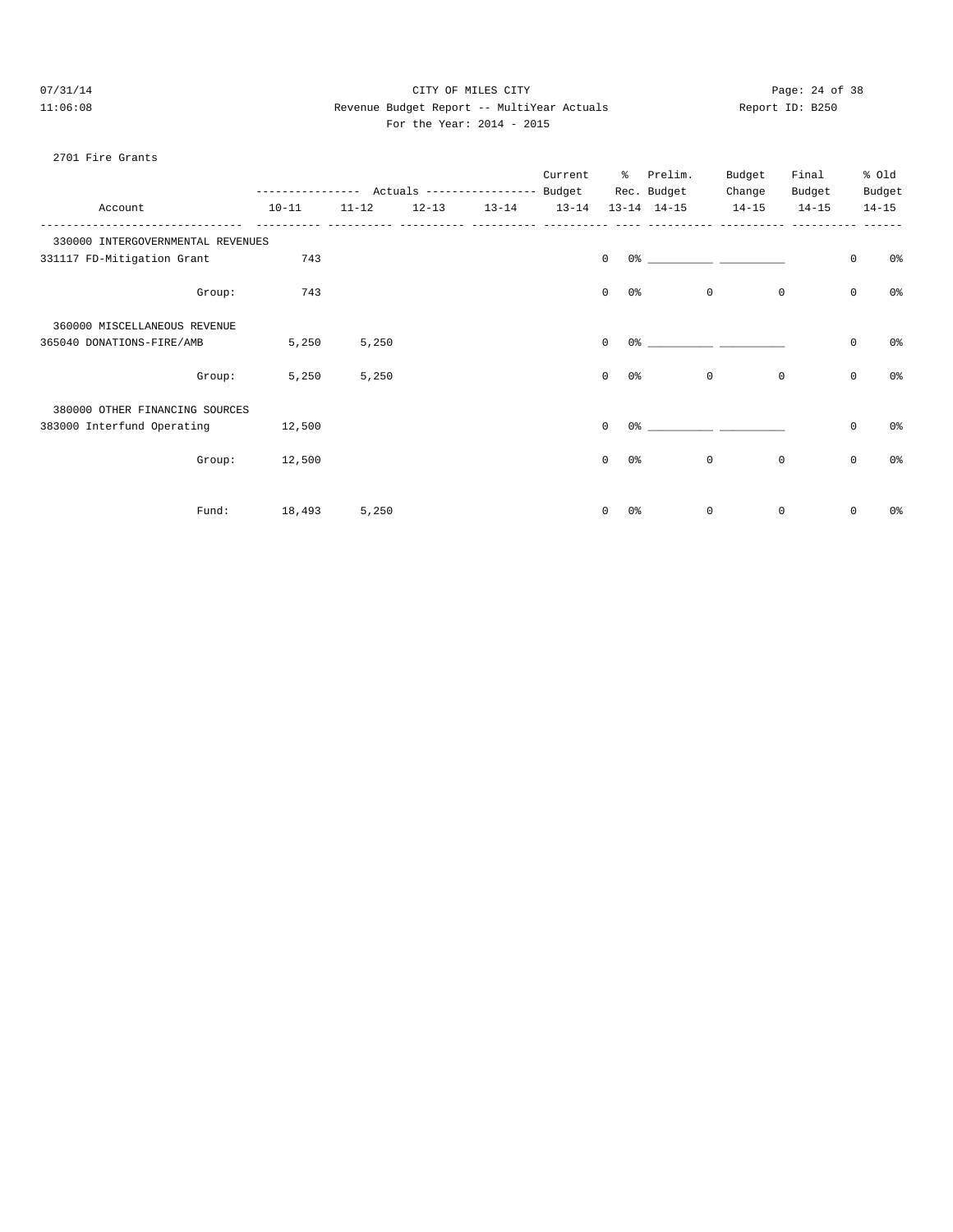CITY OF MILES CITY

Revenue Budget Report -- MultiYear Actuals

For the Year: 2014 - 2015

Report ID: B250

07/31/14 11:06:08

## 2701 Fire Grants

| Account | Actuals 10-11 | Actuals 11-12 | Actuals 12-13 | Actuals 13-14 | Current Budget 13-14 | % Rec. 13-14 | Prelim. Budget 14-15 | Budget Change 14-15 | Final Budget 14-15 | % Old Budget 14-15 |
|---|---|---|---|---|---|---|---|---|---|---|
| **330000 INTERGOVERNMENTAL REVENUES** | | | | | | | | | | |
| 331117 FD-Mitigation Grant | 743 | | | | 0 | 0% | ___________ | ___________ | 0 | 0% |
| Group: | 743 | | | | 0 | 0% | 0 | 0 | 0 | 0% |
| **360000 MISCELLANEOUS REVENUE** | | | | | | | | | | |
| 365040 DONATIONS-FIRE/AMB | 5,250 | 5,250 | | | 0 | 0% | ___________ | ___________ | 0 | 0% |
| Group: | 5,250 | 5,250 | | | 0 | 0% | 0 | 0 | 0 | 0% |
| **380000 OTHER FINANCING SOURCES** | | | | | | | | | | |
| 383000 Interfund Operating | 12,500 | | | | 0 | 0% | ___________ | ___________ | 0 | 0% |
| Group: | 12,500 | | | | 0 | 0% | 0 | 0 | 0 | 0% |
| Fund: | 18,493 | 5,250 | | | 0 | 0% | 0 | 0 | 0 | 0% |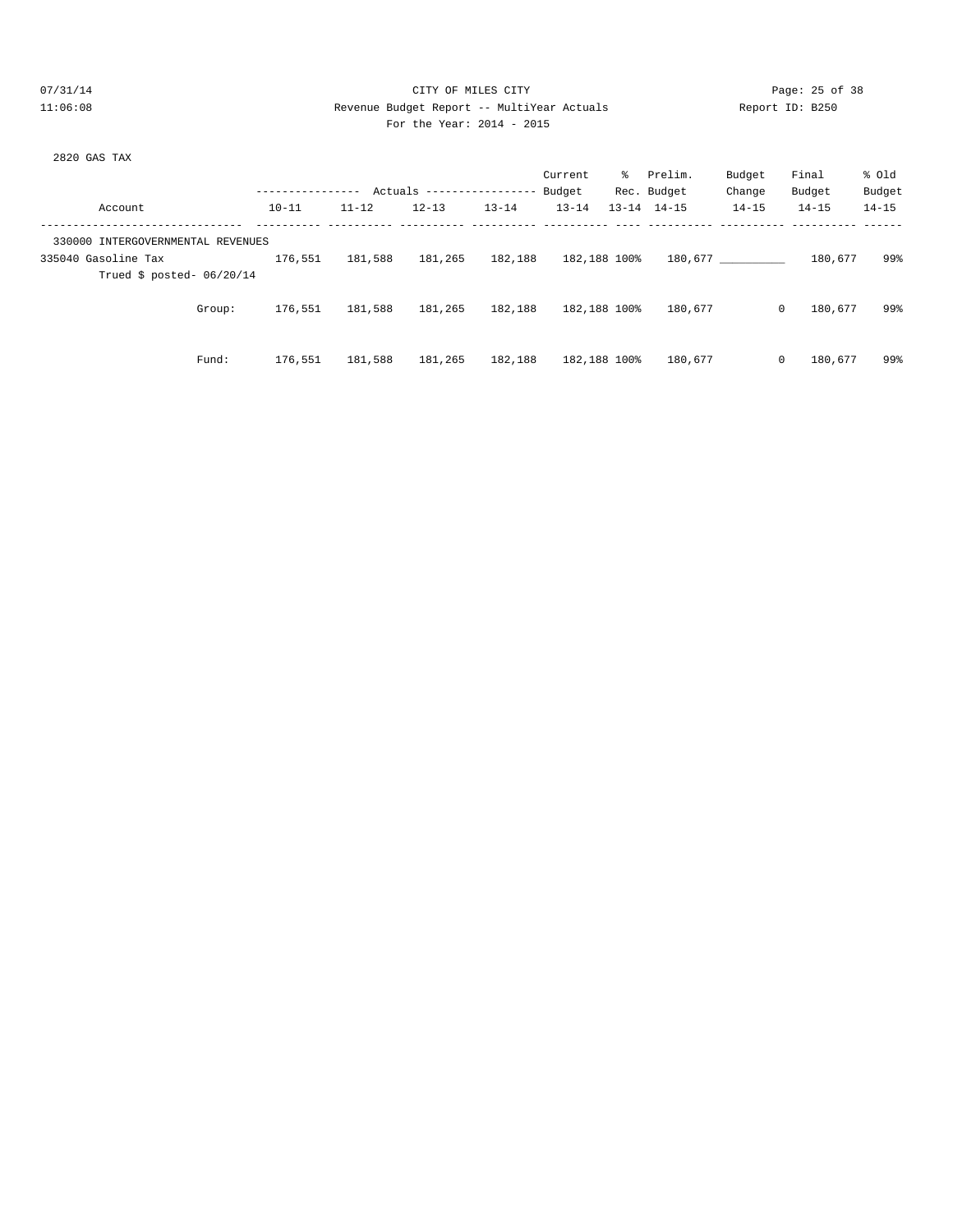CITY OF MILES CITY

Revenue Budget Report -- MultiYear Actuals

For the Year: 2014 - 2015

07/31/14 11:06:08 Report ID: B250

2820 GAS TAX

| Account | Actuals 10-11 | Actuals 11-12 | Actuals 12-13 | Actuals 13-14 | Current Budget 13-14 | % Rec. 13-14 | Prelim. Budget 14-15 | Budget Change 14-15 | Final Budget 14-15 | % Old Budget 14-15 |
|---|---|---|---|---|---|---|---|---|---|---|
| 330000 INTERGOVERNMENTAL REVENUES | | | | | | | | | | |
| 335040 Gasoline Tax | 176,551 | 181,588 | 181,265 | 182,188 | 182,188 | 100% | 180,677 | __________ | 180,677 | 99% |
| Trued $ posted- 06/20/14 | | | | | | | | | | |
| Group: | 176,551 | 181,588 | 181,265 | 182,188 | 182,188 | 100% | 180,677 | 0 | 180,677 | 99% |
| Fund: | 176,551 | 181,588 | 181,265 | 182,188 | 182,188 | 100% | 180,677 | 0 | 180,677 | 99% |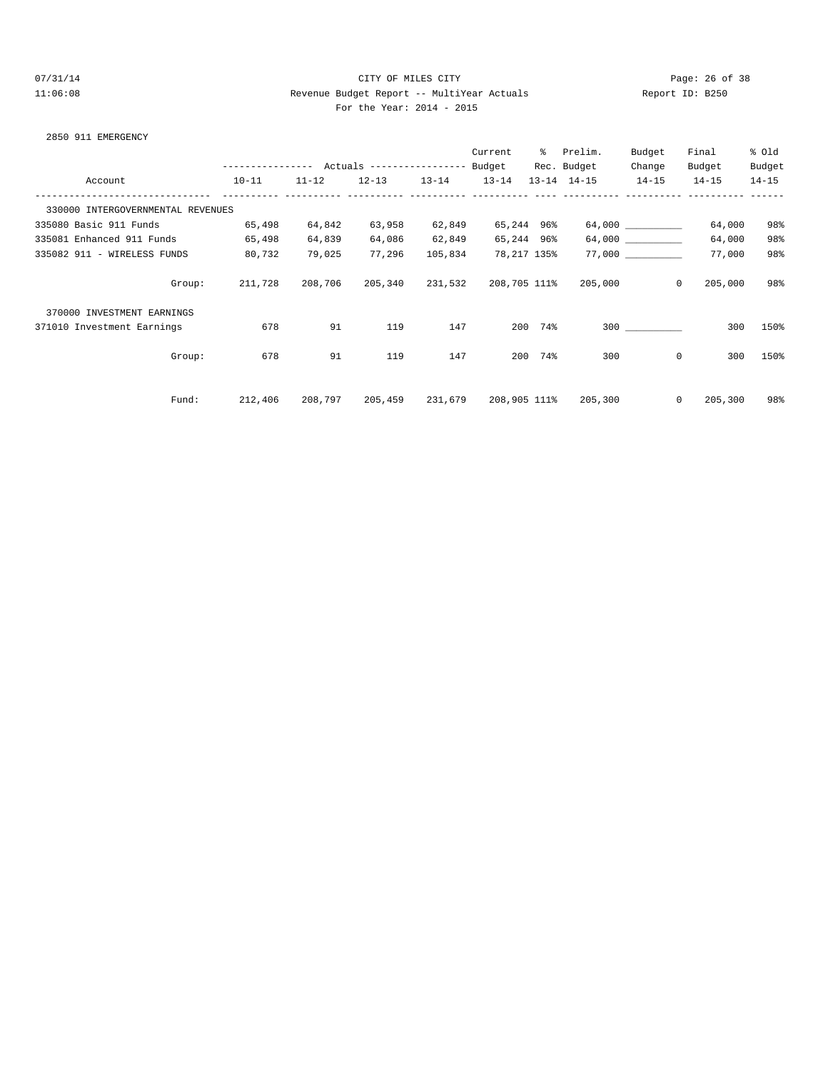CITY OF MILES CITY

Revenue Budget Report -- MultiYear Actuals

For the Year: 2014 - 2015

07/31/14 11:06:08

Report ID: B250

2850 911 EMERGENCY

| Account | Actuals 10-11 | Actuals 11-12 | Actuals 12-13 | Actuals 13-14 | Current Budget 13-14 | % Rec. 13-14 | Prelim. Budget 14-15 | Budget Change 14-15 | Final Budget 14-15 | % Old Budget 14-15 |
|---|---|---|---|---|---|---|---|---|---|---|
| 330000 INTERGOVERNMENTAL REVENUES | | | | | | | | | | |
| 335080 Basic 911 Funds | 65,498 | 64,842 | 63,958 | 62,849 | 65,244 | 96% | 64,000 | __________ | 64,000 | 98% |
| 335081 Enhanced 911 Funds | 65,498 | 64,839 | 64,086 | 62,849 | 65,244 | 96% | 64,000 | __________ | 64,000 | 98% |
| 335082 911 - WIRELESS FUNDS | 80,732 | 79,025 | 77,296 | 105,834 | 78,217 | 135% | 77,000 | __________ | 77,000 | 98% |
| Group: | 211,728 | 208,706 | 205,340 | 231,532 | 208,705 | 111% | 205,000 | 0 | 205,000 | 98% |
| 370000 INVESTMENT EARNINGS | | | | | | | | | | |
| 371010 Investment Earnings | 678 | 91 | 119 | 147 | 200 | 74% | 300 | __________ | 300 | 150% |
| Group: | 678 | 91 | 119 | 147 | 200 | 74% | 300 | 0 | 300 | 150% |
| Fund: | 212,406 | 208,797 | 205,459 | 231,679 | 208,905 | 111% | 205,300 | 0 | 205,300 | 98% |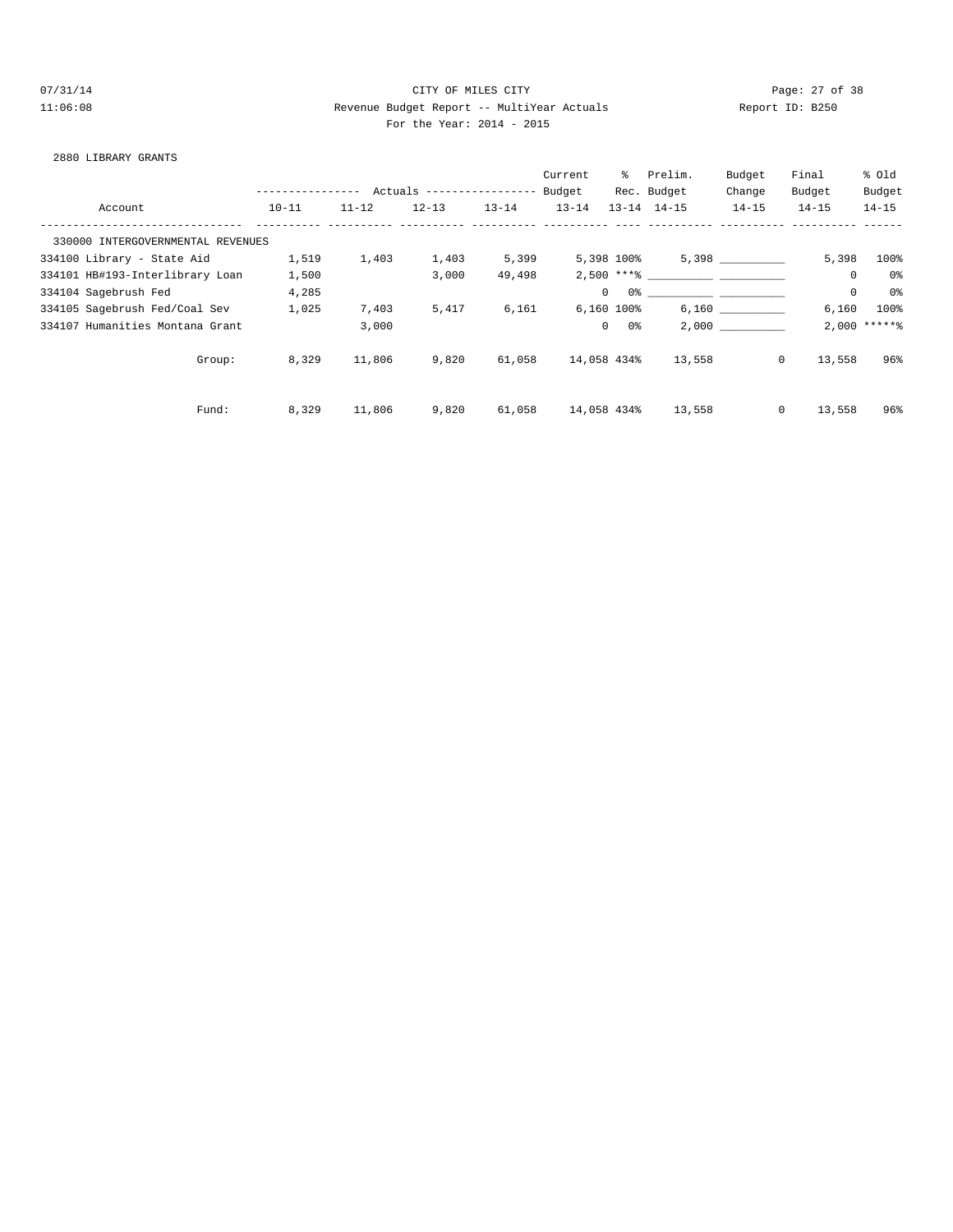CITY OF MILES CITY

Revenue Budget Report -- MultiYear Actuals

For the Year: 2014 - 2015

07/31/14 11:06:08 Report ID: B250

2880 LIBRARY GRANTS

| Account | Actuals 10-11 | Actuals 11-12 | Actuals 12-13 | Actuals 13-14 | Current Budget 13-14 | % Rec. 13-14 | Prelim. Budget 14-15 | Budget Change 14-15 | Final Budget 14-15 | % Old Budget 14-15 |
|---|---|---|---|---|---|---|---|---|---|---|
| 330000 INTERGOVERNMENTAL REVENUES | | | | | | | | | | |
| 334100 Library - State Aid | 1,519 | 1,403 | 1,403 | 5,399 | 5,398 | 100% | 5,398 | __________ | 5,398 | 100% |
| 334101 HB#193-Interlibrary Loan | 1,500 | | 3,000 | 49,498 | 2,500 | ***% | __________ | __________ | 0 | 0% |
| 334104 Sagebrush Fed | 4,285 | | | | 0 | 0% | __________ | __________ | 0 | 0% |
| 334105 Sagebrush Fed/Coal Sev | 1,025 | 7,403 | 5,417 | 6,161 | 6,160 | 100% | 6,160 | __________ | 6,160 | 100% |
| 334107 Humanities Montana Grant | | 3,000 | | | 0 | 0% | 2,000 | __________ | 2,000 | *****% |
| Group: | 8,329 | 11,806 | 9,820 | 61,058 | 14,058 | 434% | 13,558 | 0 | 13,558 | 96% |
| Fund: | 8,329 | 11,806 | 9,820 | 61,058 | 14,058 | 434% | 13,558 | 0 | 13,558 | 96% |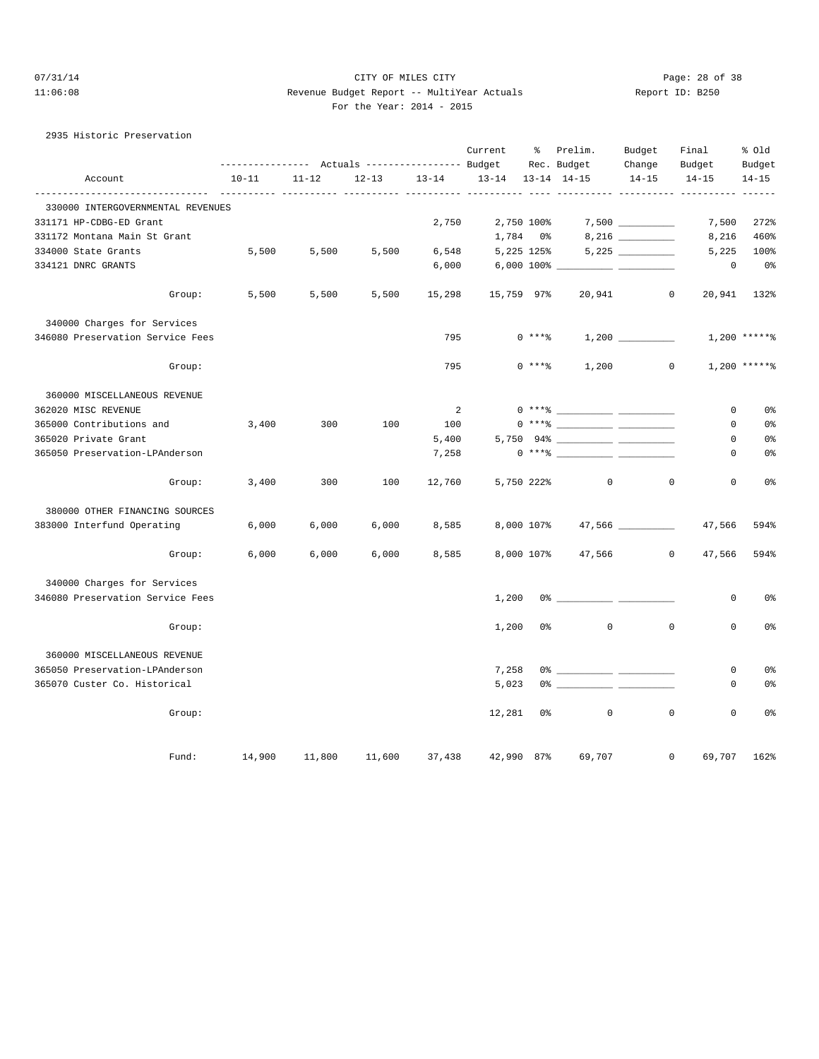CITY OF MILES CITY

Revenue Budget Report -- MultiYear Actuals

For the Year: 2014 - 2015

07/31/14 11:06:08 Report ID: B250

2935 Historic Preservation

| Account | Actuals 10-11 | Actuals 11-12 | Actuals 12-13 | Actuals 13-14 | Current Budget 13-14 | % Rec. 13-14 | Prelim. Budget 14-15 | Budget Change 14-15 | Final Budget 14-15 | % Old Budget 14-15 |
|---|---|---|---|---|---|---|---|---|---|---|
| **330000 INTERGOVERNMENTAL REVENUES** | | | | | | | | | | |
| 331171 HP-CDBG-ED Grant | | | | 2,750 | 2,750 | 100% | 7,500 | ________ | 7,500 | 272% |
| 331172 Montana Main St Grant | | | | | 1,784 | 0% | 8,216 | ________ | 8,216 | 460% |
| 334000 State Grants | 5,500 | 5,500 | 5,500 | 6,548 | 5,225 | 125% | 5,225 | ________ | 5,225 | 100% |
| 334121 DNRC GRANTS | | | | 6,000 | 6,000 | 100% | ________ | ________ | 0 | 0% |
| Group: | 5,500 | 5,500 | 5,500 | 15,298 | 15,759 | 97% | 20,941 | 0 | 20,941 | 132% |
| **340000 Charges for Services** | | | | | | | | | | |
| 346080 Preservation Service Fees | | | | 795 | 0 | ***% | 1,200 | ________ | 1,200 | *****% |
| Group: | | | | 795 | 0 | ***% | 1,200 | 0 | 1,200 | *****% |
| **360000 MISCELLANEOUS REVENUE** | | | | | | | | | | |
| 362020 MISC REVENUE | | | | 2 | 0 | ***% | ________ | ________ | 0 | 0% |
| 365000 Contributions and | 3,400 | 300 | 100 | 100 | 0 | ***% | ________ | ________ | 0 | 0% |
| 365020 Private Grant | | | | 5,400 | 5,750 | 94% | ________ | ________ | 0 | 0% |
| 365050 Preservation-LPAnderson | | | | 7,258 | 0 | ***% | ________ | ________ | 0 | 0% |
| Group: | 3,400 | 300 | 100 | 12,760 | 5,750 | 222% | 0 | 0 | 0 | 0% |
| **380000 OTHER FINANCING SOURCES** | | | | | | | | | | |
| 383000 Interfund Operating | 6,000 | 6,000 | 6,000 | 8,585 | 8,000 | 107% | 47,566 | ________ | 47,566 | 594% |
| Group: | 6,000 | 6,000 | 6,000 | 8,585 | 8,000 | 107% | 47,566 | 0 | 47,566 | 594% |
| **340000 Charges for Services** | | | | | | | | | | |
| 346080 Preservation Service Fees | | | | | 1,200 | 0% | ________ | ________ | 0 | 0% |
| Group: | | | | | 1,200 | 0% | 0 | 0 | 0 | 0% |
| **360000 MISCELLANEOUS REVENUE** | | | | | | | | | | |
| 365050 Preservation-LPAnderson | | | | | 7,258 | 0% | ________ | ________ | 0 | 0% |
| 365070 Custer Co. Historical | | | | | 5,023 | 0% | ________ | ________ | 0 | 0% |
| Group: | | | | | 12,281 | 0% | 0 | 0 | 0 | 0% |
| Fund: | 14,900 | 11,800 | 11,600 | 37,438 | 42,990 | 87% | 69,707 | 0 | 69,707 | 162% |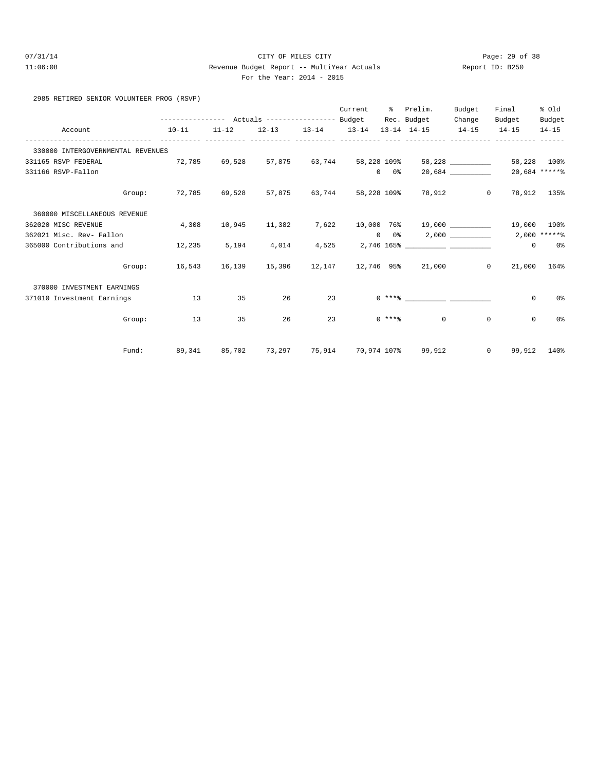CITY OF MILES CITY

Revenue Budget Report -- MultiYear Actuals

Report ID: B250

For the Year: 2014 - 2015

07/31/14 11:06:08

## 2985 RETIRED SENIOR VOLUNTEER PROG (RSVP)

| Account | Actuals 10-11 | Actuals 11-12 | Actuals 12-13 | Actuals 13-14 | Current Budget 13-14 | % Rec. 13-14 | Prelim. Budget 14-15 | Budget Change 14-15 | Final Budget 14-15 | % Old Budget 14-15 |
|---|---|---|---|---|---|---|---|---|---|---|
| **330000 INTERGOVERNMENTAL REVENUES** | | | | | | | | | | |
| 331165 RSVP FEDERAL | 72,785 | 69,528 | 57,875 | 63,744 | 58,228 | 109% | 58,228 | __________ | 58,228 | 100% |
| 331166 RSVP-Fallon | | | | | 0 | 0% | 20,684 | __________ | 20,684 | *****% |
| Group: | 72,785 | 69,528 | 57,875 | 63,744 | 58,228 | 109% | 78,912 | 0 | 78,912 | 135% |
| **360000 MISCELLANEOUS REVENUE** | | | | | | | | | | |
| 362020 MISC REVENUE | 4,308 | 10,945 | 11,382 | 7,622 | 10,000 | 76% | 19,000 | __________ | 19,000 | 190% |
| 362021 Misc. Rev- Fallon | | | | | 0 | 0% | 2,000 | __________ | 2,000 | *****% |
| 365000 Contributions and | 12,235 | 5,194 | 4,014 | 4,525 | 2,746 | 165% | __________ | __________ | 0 | 0% |
| Group: | 16,543 | 16,139 | 15,396 | 12,147 | 12,746 | 95% | 21,000 | 0 | 21,000 | 164% |
| **370000 INVESTMENT EARNINGS** | | | | | | | | | | |
| 371010 Investment Earnings | 13 | 35 | 26 | 23 | 0 | ***% | __________ | __________ | 0 | 0% |
| Group: | 13 | 35 | 26 | 23 | 0 | ***% | 0 | 0 | 0 | 0% |
| Fund: | 89,341 | 85,702 | 73,297 | 75,914 | 70,974 | 107% | 99,912 | 0 | 99,912 | 140% |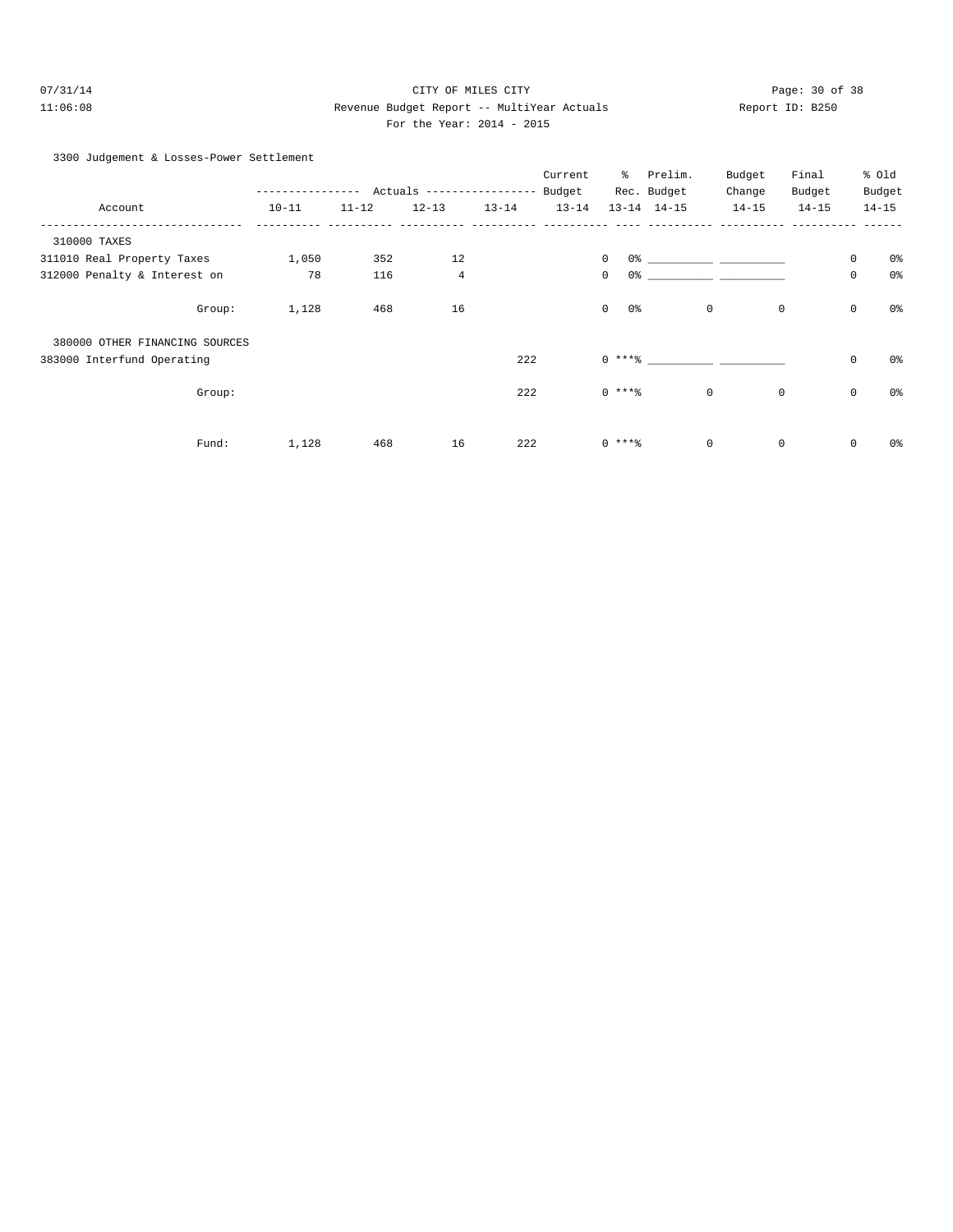CITY OF MILES CITY

Revenue Budget Report -- MultiYear Actuals

For the Year: 2014 - 2015

3300 Judgement & Losses-Power Settlement

| Account | Actuals 10-11 | Actuals 11-12 | Actuals 12-13 | Actuals 13-14 | Current Budget 13-14 | % Rec. 13-14 | Prelim. Budget 14-15 | Budget Change 14-15 | Final Budget 14-15 | % Old Budget 14-15 |
|---|---|---|---|---|---|---|---|---|---|---|
| 310000 TAXES | | | | | | | | | | |
| 311010 Real Property Taxes | 1,050 | 352 | 12 | | 0 | 0% | ___________ | ___________ | 0 | 0% |
| 312000 Penalty & Interest on | 78 | 116 | 4 | | 0 | 0% | ___________ | ___________ | 0 | 0% |
| Group: | 1,128 | 468 | 16 | | 0 | 0% | 0 | 0 | 0 | 0% |
| 380000 OTHER FINANCING SOURCES | | | | | | | | | | |
| 383000 Interfund Operating | | | | 222 | 0 | ***% | ___________ | ___________ | 0 | 0% |
| Group: | | | | 222 | 0 | ***% | 0 | 0 | 0 | 0% |
| Fund: | 1,128 | 468 | 16 | 222 | 0 | ***% | 0 | 0 | 0 | 0% |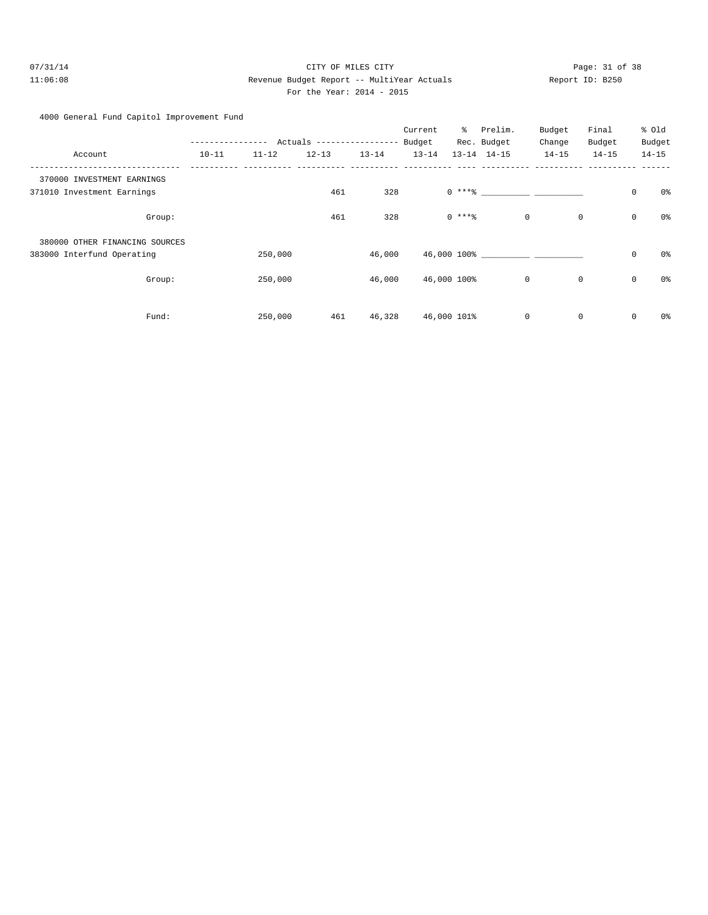CITY OF MILES CITY

Revenue Budget Report -- MultiYear Actuals

For the Year: 2014 - 2015

4000 General Fund Capitol Improvement Fund

| Account | Actuals 10-11 | Actuals 11-12 | Actuals 12-13 | Actuals 13-14 | Current Budget 13-14 | % Rec. 13-14 | Prelim. Budget 14-15 | Budget Change 14-15 | Final Budget 14-15 | % Old Budget 14-15 |
|---|---|---|---|---|---|---|---|---|---|---|
| 370000 INVESTMENT EARNINGS | | | | | | | | | | |
| 371010 Investment Earnings | | | 461 | 328 | 0 | ***% | ___________ | ___________ | 0 | 0% |
| Group: | | | 461 | 328 | 0 | ***% | 0 | 0 | 0 | 0% |
| 380000 OTHER FINANCING SOURCES | | | | | | | | | | |
| 383000 Interfund Operating | | 250,000 | | 46,000 | 46,000 | 100% | ___________ | ___________ | 0 | 0% |
| Group: | | 250,000 | | 46,000 | 46,000 | 100% | 0 | 0 | 0 | 0% |
| Fund: | | 250,000 | 461 | 46,328 | 46,000 | 101% | 0 | 0 | 0 | 0% |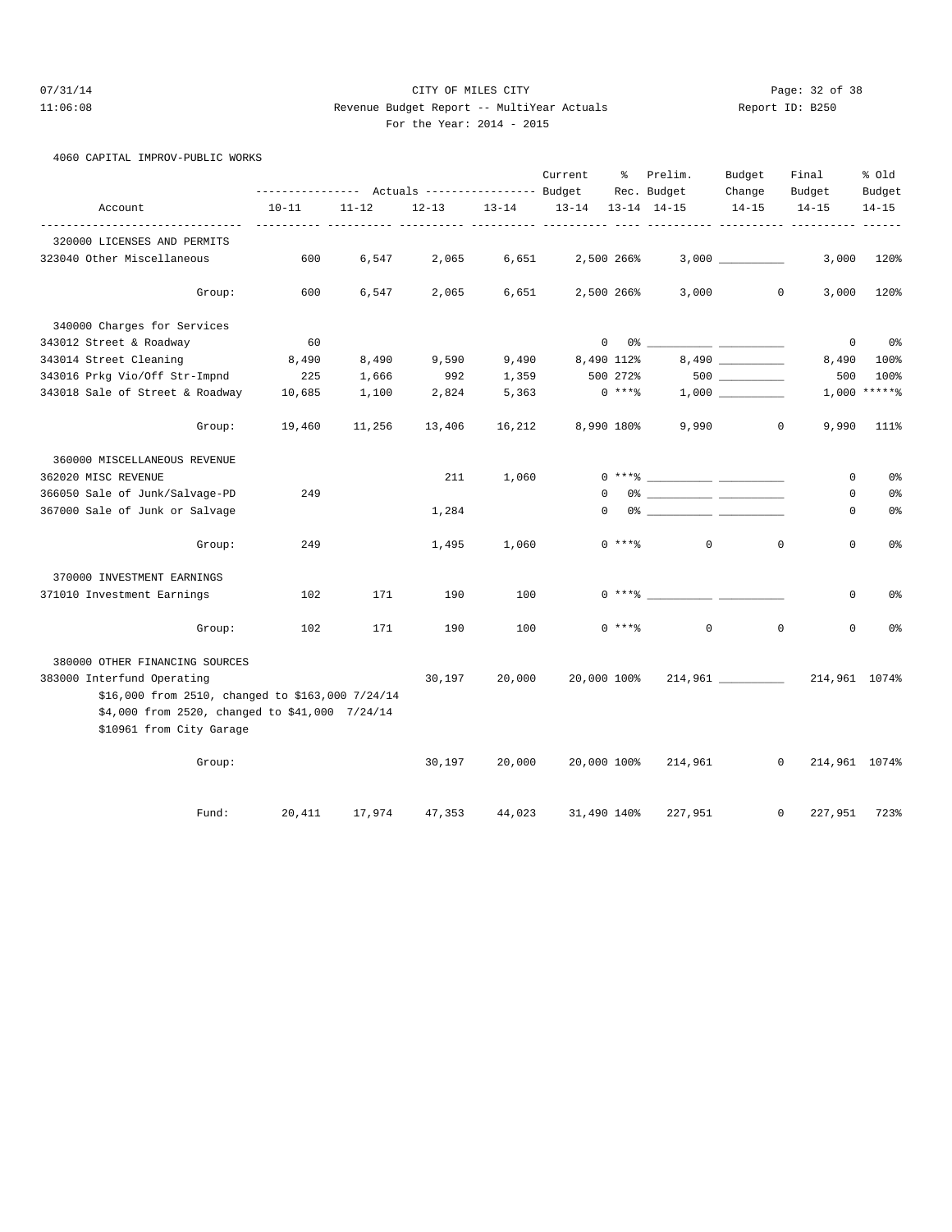CITY OF MILES CITY

Revenue Budget Report -- MultiYear Actuals

Report ID: B250

For the Year: 2014 - 2015

4060 CAPITAL IMPROV-PUBLIC WORKS

| Account | Actuals 10-11 | Actuals 11-12 | Actuals 12-13 | Actuals 13-14 | Current Budget 13-14 | % Rec. 13-14 | Prelim. Budget 14-15 | Budget Change 14-15 | Final Budget 14-15 | % Old Budget 14-15 |
|---|---|---|---|---|---|---|---|---|---|---|
| **320000 LICENSES AND PERMITS** | | | | | | | | | | |
| 323040 Other Miscellaneous | 600 | 6,547 | 2,065 | 6,651 | 2,500 | 266% | 3,000 | __________ | 3,000 | 120% |
| Group: | 600 | 6,547 | 2,065 | 6,651 | 2,500 | 266% | 3,000 | 0 | 3,000 | 120% |
| **340000 Charges for Services** | | | | | | | | | | |
| 343012 Street & Roadway | 60 | | | | 0 | 0% | __________ | __________ | 0 | 0% |
| 343014 Street Cleaning | 8,490 | 8,490 | 9,590 | 9,490 | 8,490 | 112% | 8,490 | __________ | 8,490 | 100% |
| 343016 Prkg Vio/Off Str-Impnd | 225 | 1,666 | 992 | 1,359 | 500 | 272% | 500 | __________ | 500 | 100% |
| 343018 Sale of Street & Roadway | 10,685 | 1,100 | 2,824 | 5,363 | 0 | ***% | 1,000 | __________ | 1,000 | *****% |
| Group: | 19,460 | 11,256 | 13,406 | 16,212 | 8,990 | 180% | 9,990 | 0 | 9,990 | 111% |
| **360000 MISCELLANEOUS REVENUE** | | | | | | | | | | |
| 362020 MISC REVENUE | | | 211 | 1,060 | 0 | ***% | __________ | __________ | 0 | 0% |
| 366050 Sale of Junk/Salvage-PD | 249 | | | | 0 | 0% | __________ | __________ | 0 | 0% |
| 367000 Sale of Junk or Salvage | | | 1,284 | | 0 | 0% | __________ | __________ | 0 | 0% |
| Group: | 249 | | 1,495 | 1,060 | 0 | ***% | 0 | 0 | 0 | 0% |
| **370000 INVESTMENT EARNINGS** | | | | | | | | | | |
| 371010 Investment Earnings | 102 | 171 | 190 | 100 | 0 | ***% | __________ | __________ | 0 | 0% |
| Group: | 102 | 171 | 190 | 100 | 0 | ***% | 0 | 0 | 0 | 0% |
| **380000 OTHER FINANCING SOURCES** | | | | | | | | | | |
| 383000 Interfund Operating | | | 30,197 | 20,000 | 20,000 | 100% | 214,961 | __________ | 214,961 | 1074% |
| Group: | | | 30,197 | 20,000 | 20,000 | 100% | 214,961 | 0 | 214,961 | 1074% |
| Fund: | 20,411 | 17,974 | 47,353 | 44,023 | 31,490 | 140% | 227,951 | 0 | 227,951 | 723% |

Notes for 383000 Interfund Operating:

$16,000 from 2510, changed to $163,000 7/24/14
$4,000 from 2520, changed to $41,000 7/24/14
$10961 from City Garage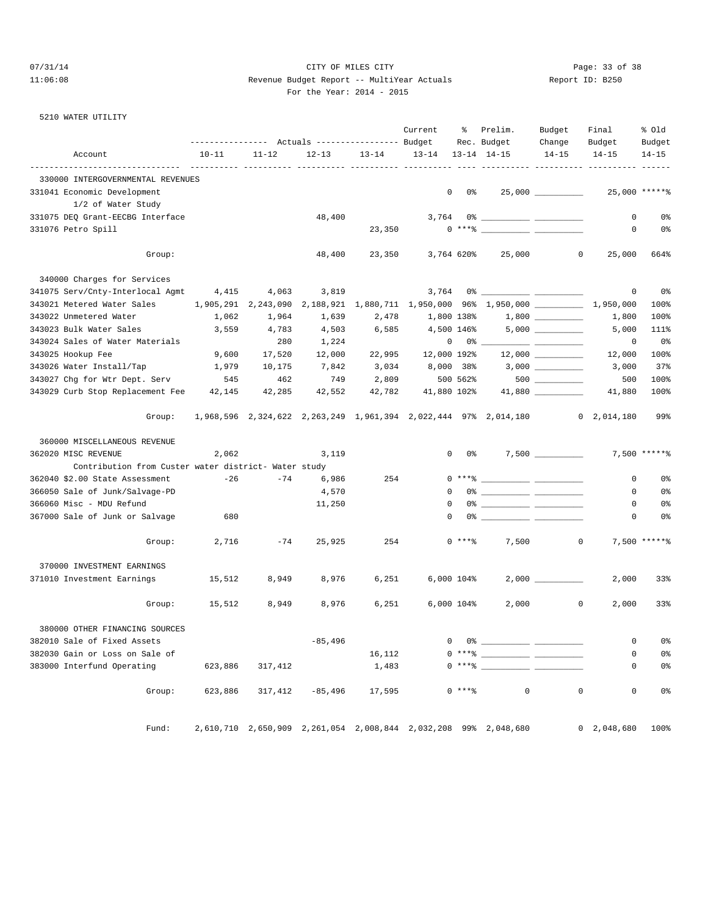CITY OF MILES CITY

Revenue Budget Report -- MultiYear Actuals

For the Year: 2014 - 2015

07/31/14 11:06:08 Report ID: B250

5210 WATER UTILITY

| Account | Actuals 10-11 | Actuals 11-12 | Actuals 12-13 | Actuals 13-14 | Current Budget 13-14 | % Rec. 13-14 | Prelim. Budget 14-15 | Budget Change 14-15 | Final Budget 14-15 | % Old Budget 14-15 |
|---|---|---|---|---|---|---|---|---|---|---|
| **330000 INTERGOVERNMENTAL REVENUES** | | | | | | | | | | |
| 331041 Economic Development | | | | | 0 | 0% | 25,000 | __________ | 25,000 | *****% |
| 1/2 of Water Study | | | | | | | | | | |
| 331075 DEQ Grant-EECBG Interface | | | 48,400 | | 3,764 | 0% | __________ | __________ | 0 | 0% |
| 331076 Petro Spill | | | | 23,350 | 0 | ***% | __________ | __________ | 0 | 0% |
| Group: | | | 48,400 | 23,350 | 3,764 | 620% | 25,000 | 0 | 25,000 | 664% |
| **340000 Charges for Services** | | | | | | | | | | |
| 341075 Serv/Cnty-Interlocal Agmt | 4,415 | 4,063 | 3,819 | | 3,764 | 0% | __________ | __________ | 0 | 0% |
| 343021 Metered Water Sales | 1,905,291 | 2,243,090 | 2,188,921 | 1,880,711 | 1,950,000 | 96% | 1,950,000 | __________ | 1,950,000 | 100% |
| 343022 Unmetered Water | 1,062 | 1,964 | 1,639 | 2,478 | 1,800 | 138% | 1,800 | __________ | 1,800 | 100% |
| 343023 Bulk Water Sales | 3,559 | 4,783 | 4,503 | 6,585 | 4,500 | 146% | 5,000 | __________ | 5,000 | 111% |
| 343024 Sales of Water Materials | | 280 | 1,224 | | 0 | 0% | __________ | __________ | 0 | 0% |
| 343025 Hookup Fee | 9,600 | 17,520 | 12,000 | 22,995 | 12,000 | 192% | 12,000 | __________ | 12,000 | 100% |
| 343026 Water Install/Tap | 1,979 | 10,175 | 7,842 | 3,034 | 8,000 | 38% | 3,000 | __________ | 3,000 | 37% |
| 343027 Chg for Wtr Dept. Serv | 545 | 462 | 749 | 2,809 | 500 | 562% | 500 | __________ | 500 | 100% |
| 343029 Curb Stop Replacement Fee | 42,145 | 42,285 | 42,552 | 42,782 | 41,880 | 102% | 41,880 | __________ | 41,880 | 100% |
| Group: | 1,968,596 | 2,324,622 | 2,263,249 | 1,961,394 | 2,022,444 | 97% | 2,014,180 | 0 | 2,014,180 | 99% |
| **360000 MISCELLANEOUS REVENUE** | | | | | | | | | | |
| 362020 MISC REVENUE | 2,062 | | 3,119 | | 0 | 0% | 7,500 | __________ | 7,500 | *****% |
| Contribution from Custer water district- Water study | | | | | | | | | | |
| 362040 $2.00 State Assessment | -26 | -74 | 6,986 | 254 | 0 | ***% | __________ | __________ | 0 | 0% |
| 366050 Sale of Junk/Salvage-PD | | | 4,570 | | 0 | 0% | __________ | __________ | 0 | 0% |
| 366060 Misc - MDU Refund | | | 11,250 | | 0 | 0% | __________ | __________ | 0 | 0% |
| 367000 Sale of Junk or Salvage | 680 | | | | 0 | 0% | __________ | __________ | 0 | 0% |
| Group: | 2,716 | -74 | 25,925 | 254 | 0 | ***% | 7,500 | 0 | 7,500 | *****% |
| **370000 INVESTMENT EARNINGS** | | | | | | | | | | |
| 371010 Investment Earnings | 15,512 | 8,949 | 8,976 | 6,251 | 6,000 | 104% | 2,000 | __________ | 2,000 | 33% |
| Group: | 15,512 | 8,949 | 8,976 | 6,251 | 6,000 | 104% | 2,000 | 0 | 2,000 | 33% |
| **380000 OTHER FINANCING SOURCES** | | | | | | | | | | |
| 382010 Sale of Fixed Assets | | | -85,496 | | 0 | 0% | __________ | __________ | 0 | 0% |
| 382030 Gain or Loss on Sale of | | | | 16,112 | 0 | ***% | __________ | __________ | 0 | 0% |
| 383000 Interfund Operating | 623,886 | 317,412 | | 1,483 | 0 | ***% | __________ | __________ | 0 | 0% |
| Group: | 623,886 | 317,412 | -85,496 | 17,595 | 0 | ***% | 0 | 0 | 0 | 0% |
| Fund: | 2,610,710 | 2,650,909 | 2,261,054 | 2,008,844 | 2,032,208 | 99% | 2,048,680 | 0 | 2,048,680 | 100% |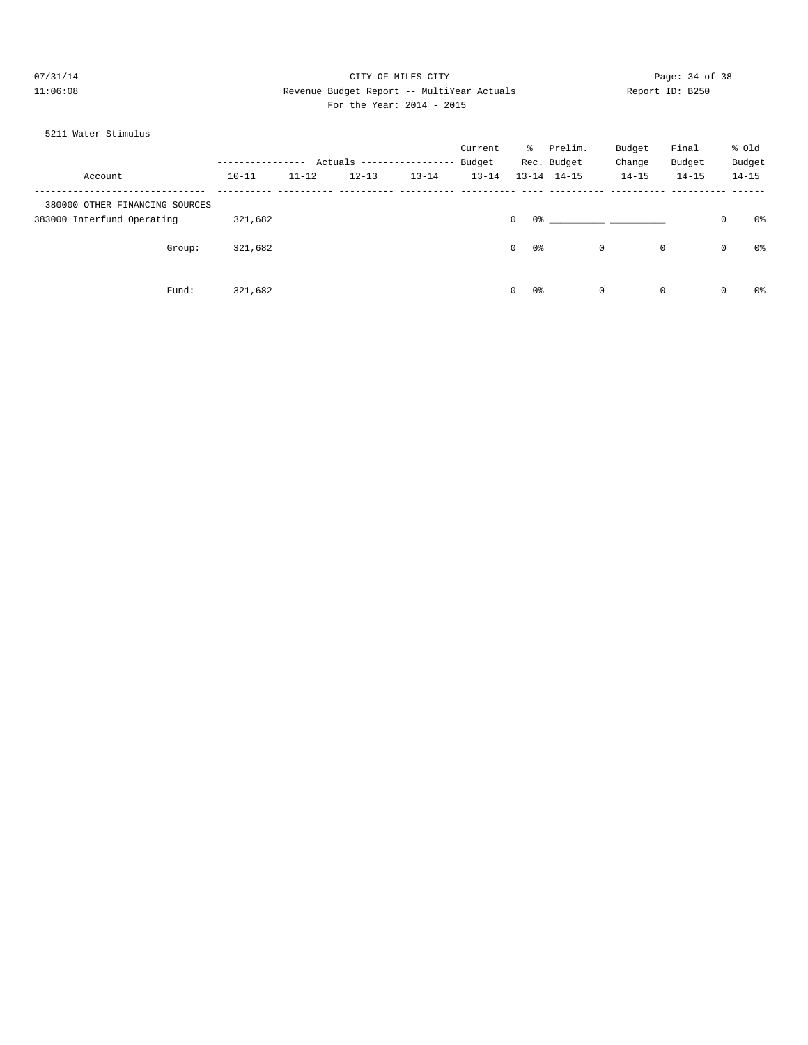CITY OF MILES CITY

Revenue Budget Report -- MultiYear Actuals

For the Year: 2014 - 2015

07/31/14 11:06:08 — Report ID: B250

5211 Water Stimulus

| Account | Actuals 10-11 | Actuals 11-12 | Actuals 12-13 | Actuals 13-14 | Current Budget 13-14 | % Rec. 13-14 | Prelim. Budget 14-15 | Budget Change 14-15 | Final Budget 14-15 | % Old Budget 14-15 |
|---|---|---|---|---|---|---|---|---|---|---|
| 380000 OTHER FINANCING SOURCES | | | | | | | | | | |
| 383000 Interfund Operating | 321,682 | | | | 0 | 0% | __________ | __________ | 0 | 0% |
| Group: | 321,682 | | | | 0 | 0% | 0 | 0 | 0 | 0% |
| Fund: | 321,682 | | | | 0 | 0% | 0 | 0 | 0 | 0% |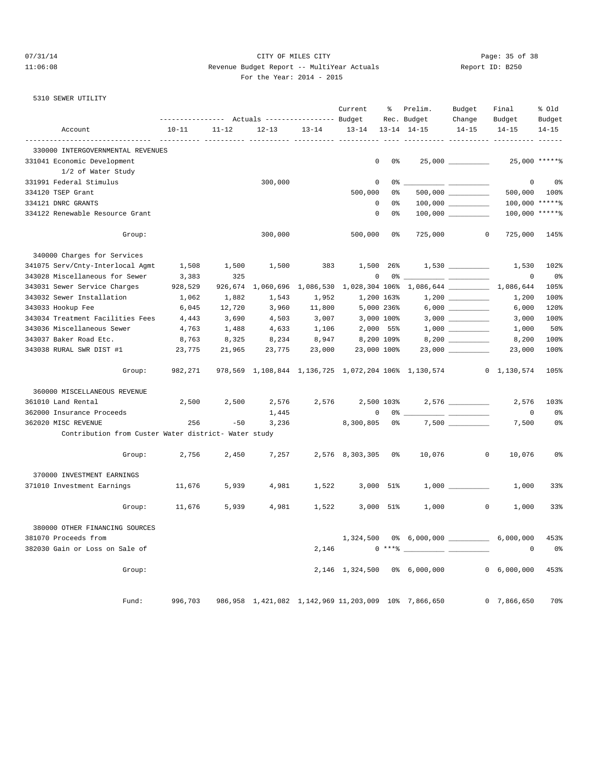CITY OF MILES CITY

Revenue Budget Report -- MultiYear Actuals

For the Year: 2014 - 2015

07/31/14 11:06:08 Report ID: B250

## 5310 SEWER UTILITY

| Account | Actuals 10-11 | Actuals 11-12 | Actuals 12-13 | Actuals 13-14 | Current Budget 13-14 | % Rec. 13-14 | Prelim. Budget 14-15 | Budget Change 14-15 | Final Budget 14-15 | % Old Budget 14-15 |
|---|---|---|---|---|---|---|---|---|---|---|
| **330000 INTERGOVERNMENTAL REVENUES** | | | | | | | | | | |
| 331041 Economic Development | | | | | 0 | 0% | 25,000 | __________ | 25,000 | *****% |
| 1/2 of Water Study | | | | | | | | | | |
| 331991 Federal Stimulus | | | 300,000 | | 0 | 0% | __________ | __________ | 0 | 0% |
| 334120 TSEP Grant | | | | | 500,000 | 0% | 500,000 | __________ | 500,000 | 100% |
| 334121 DNRC GRANTS | | | | | 0 | 0% | 100,000 | __________ | 100,000 | *****% |
| 334122 Renewable Resource Grant | | | | | 0 | 0% | 100,000 | __________ | 100,000 | *****% |
| Group: | | | 300,000 | | 500,000 | 0% | 725,000 | 0 | 725,000 | 145% |
| **340000 Charges for Services** | | | | | | | | | | |
| 341075 Serv/Cnty-Interlocal Agmt | 1,508 | 1,500 | 1,500 | 383 | 1,500 | 26% | 1,530 | __________ | 1,530 | 102% |
| 343028 Miscellaneous for Sewer | 3,383 | 325 | | | 0 | 0% | __________ | __________ | 0 | 0% |
| 343031 Sewer Service Charges | 928,529 | 926,674 | 1,060,696 | 1,086,530 | 1,028,304 | 106% | 1,086,644 | __________ | 1,086,644 | 105% |
| 343032 Sewer Installation | 1,062 | 1,882 | 1,543 | 1,952 | 1,200 | 163% | 1,200 | __________ | 1,200 | 100% |
| 343033 Hookup Fee | 6,045 | 12,720 | 3,960 | 11,800 | 5,000 | 236% | 6,000 | __________ | 6,000 | 120% |
| 343034 Treatment Facilities Fees | 4,443 | 3,690 | 4,503 | 3,007 | 3,000 | 100% | 3,000 | __________ | 3,000 | 100% |
| 343036 Miscellaneous Sewer | 4,763 | 1,488 | 4,633 | 1,106 | 2,000 | 55% | 1,000 | __________ | 1,000 | 50% |
| 343037 Baker Road Etc. | 8,763 | 8,325 | 8,234 | 8,947 | 8,200 | 109% | 8,200 | __________ | 8,200 | 100% |
| 343038 RURAL SWR DIST #1 | 23,775 | 21,965 | 23,775 | 23,000 | 23,000 | 100% | 23,000 | __________ | 23,000 | 100% |
| Group: | 982,271 | 978,569 | 1,108,844 | 1,136,725 | 1,072,204 | 106% | 1,130,574 | 0 | 1,130,574 | 105% |
| **360000 MISCELLANEOUS REVENUE** | | | | | | | | | | |
| 361010 Land Rental | 2,500 | 2,500 | 2,576 | 2,576 | 2,500 | 103% | 2,576 | __________ | 2,576 | 103% |
| 362000 Insurance Proceeds | | | 1,445 | | 0 | 0% | __________ | __________ | 0 | 0% |
| 362020 MISC REVENUE | 256 | -50 | 3,236 | | 8,300,805 | 0% | 7,500 | __________ | 7,500 | 0% |
| Contribution from Custer Water district- Water study | | | | | | | | | | |
| Group: | 2,756 | 2,450 | 7,257 | 2,576 | 8,303,305 | 0% | 10,076 | 0 | 10,076 | 0% |
| **370000 INVESTMENT EARNINGS** | | | | | | | | | | |
| 371010 Investment Earnings | 11,676 | 5,939 | 4,981 | 1,522 | 3,000 | 51% | 1,000 | __________ | 1,000 | 33% |
| Group: | 11,676 | 5,939 | 4,981 | 1,522 | 3,000 | 51% | 1,000 | 0 | 1,000 | 33% |
| **380000 OTHER FINANCING SOURCES** | | | | | | | | | | |
| 381070 Proceeds from | | | | | 1,324,500 | 0% | 6,000,000 | __________ | 6,000,000 | 453% |
| 382030 Gain or Loss on Sale of | | | | 2,146 | 0 | ***% | __________ | __________ | 0 | 0% |
| Group: | | | | 2,146 | 1,324,500 | 0% | 6,000,000 | 0 | 6,000,000 | 453% |
| Fund: | 996,703 | 986,958 | 1,421,082 | 1,142,969 | 11,203,009 | 10% | 7,866,650 | 0 | 7,866,650 | 70% |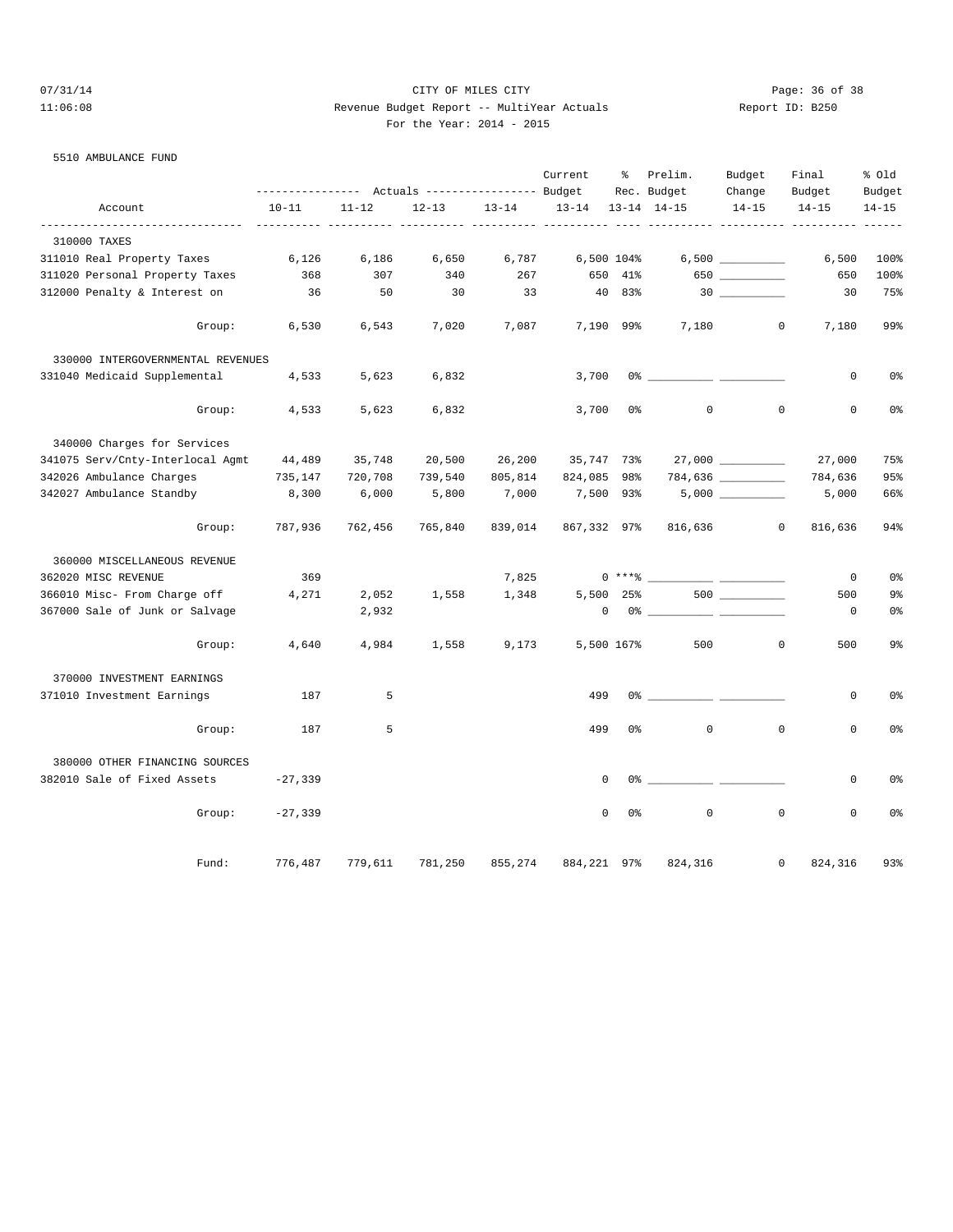CITY OF MILES CITY

Revenue Budget Report -- MultiYear Actuals

For the Year: 2014 - 2015

07/31/14 11:06:08 Report ID: B250

5510 AMBULANCE FUND

| Account | Actuals 10-11 | Actuals 11-12 | Actuals 12-13 | Actuals 13-14 | Current Budget 13-14 | % Rec. 13-14 | Prelim. Budget 14-15 | Budget Change 14-15 | Final Budget 14-15 | % Old Budget 14-15 |
|---|---|---|---|---|---|---|---|---|---|---|
| **310000 TAXES** | | | | | | | | | | |
| 311010 Real Property Taxes | 6,126 | 6,186 | 6,650 | 6,787 | 6,500 | 104% | 6,500 | __________ | 6,500 | 100% |
| 311020 Personal Property Taxes | 368 | 307 | 340 | 267 | 650 | 41% | 650 | __________ | 650 | 100% |
| 312000 Penalty & Interest on | 36 | 50 | 30 | 33 | 40 | 83% | 30 | __________ | 30 | 75% |
| Group: | 6,530 | 6,543 | 7,020 | 7,087 | 7,190 | 99% | 7,180 | 0 | 7,180 | 99% |
| **330000 INTERGOVERNMENTAL REVENUES** | | | | | | | | | | |
| 331040 Medicaid Supplemental | 4,533 | 5,623 | 6,832 | | 3,700 | 0% | __________ | __________ | 0 | 0% |
| Group: | 4,533 | 5,623 | 6,832 | | 3,700 | 0% | 0 | 0 | 0 | 0% |
| **340000 Charges for Services** | | | | | | | | | | |
| 341075 Serv/Cnty-Interlocal Agmt | 44,489 | 35,748 | 20,500 | 26,200 | 35,747 | 73% | 27,000 | __________ | 27,000 | 75% |
| 342026 Ambulance Charges | 735,147 | 720,708 | 739,540 | 805,814 | 824,085 | 98% | 784,636 | __________ | 784,636 | 95% |
| 342027 Ambulance Standby | 8,300 | 6,000 | 5,800 | 7,000 | 7,500 | 93% | 5,000 | __________ | 5,000 | 66% |
| Group: | 787,936 | 762,456 | 765,840 | 839,014 | 867,332 | 97% | 816,636 | 0 | 816,636 | 94% |
| **360000 MISCELLANEOUS REVENUE** | | | | | | | | | | |
| 362020 MISC REVENUE | 369 | | | 7,825 | 0 | ***% | __________ | __________ | 0 | 0% |
| 366010 Misc- From Charge off | 4,271 | 2,052 | 1,558 | 1,348 | 5,500 | 25% | 500 | __________ | 500 | 9% |
| 367000 Sale of Junk or Salvage | | 2,932 | | | 0 | 0% | __________ | __________ | 0 | 0% |
| Group: | 4,640 | 4,984 | 1,558 | 9,173 | 5,500 | 167% | 500 | 0 | 500 | 9% |
| **370000 INVESTMENT EARNINGS** | | | | | | | | | | |
| 371010 Investment Earnings | 187 | 5 | | | 499 | 0% | __________ | __________ | 0 | 0% |
| Group: | 187 | 5 | | | 499 | 0% | 0 | 0 | 0 | 0% |
| **380000 OTHER FINANCING SOURCES** | | | | | | | | | | |
| 382010 Sale of Fixed Assets | -27,339 | | | | 0 | 0% | __________ | __________ | 0 | 0% |
| Group: | -27,339 | | | | 0 | 0% | 0 | 0 | 0 | 0% |
| Fund: | 776,487 | 779,611 | 781,250 | 855,274 | 884,221 | 97% | 824,316 | 0 | 824,316 | 93% |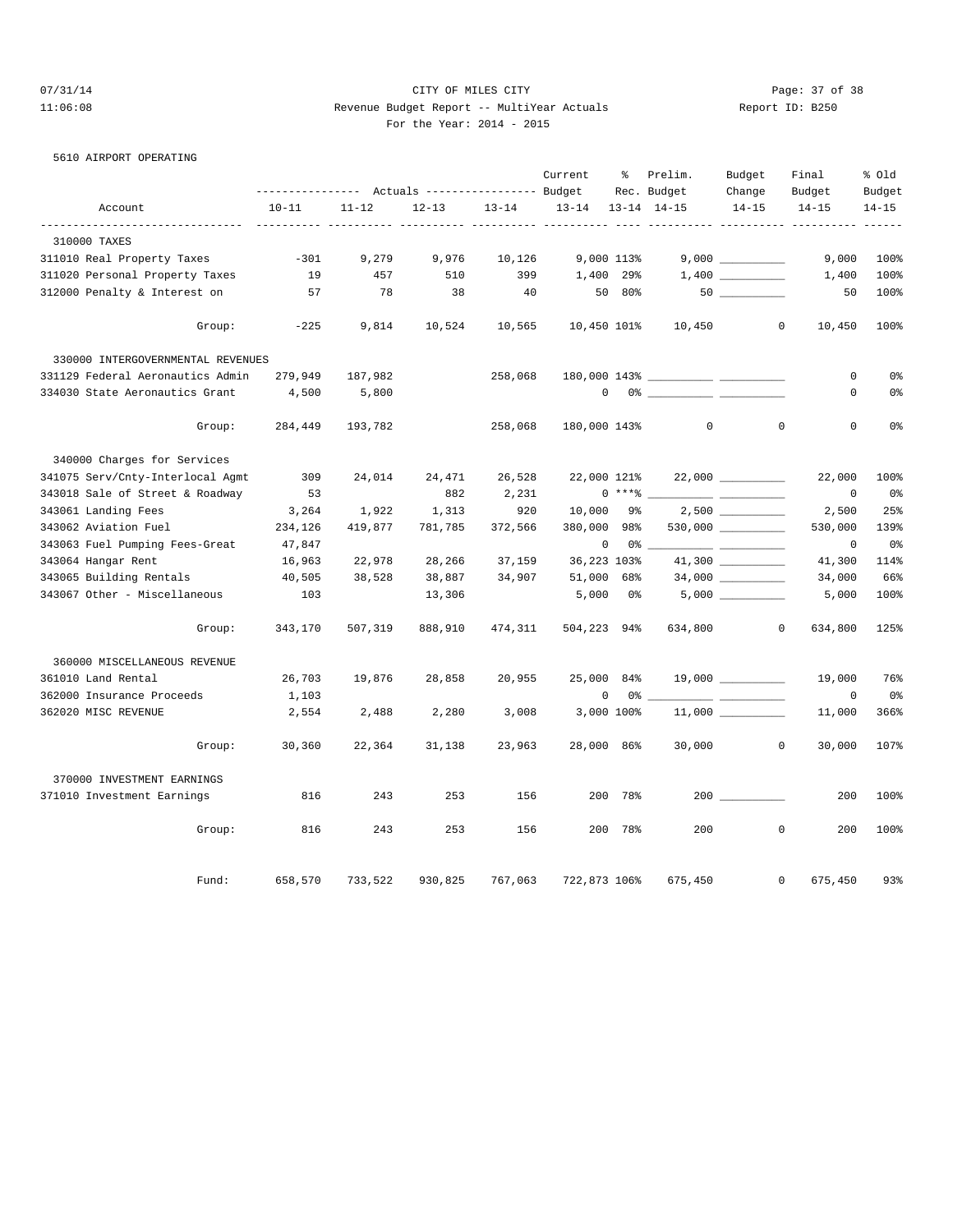CITY OF MILES CITY

Revenue Budget Report -- MultiYear Actuals

For the Year: 2014 - 2015

07/31/14 11:06:08 Report ID: B250

5610 AIRPORT OPERATING

| Account | Actuals 10-11 | Actuals 11-12 | Actuals 12-13 | Actuals 13-14 | Current Budget 13-14 | % Rec. 13-14 | Prelim. Budget 14-15 | Budget Change 14-15 | Final Budget 14-15 | % Old Budget 14-15 |
|---|---|---|---|---|---|---|---|---|---|---|
| **310000 TAXES** | | | | | | | | | | |
| 311010 Real Property Taxes | -301 | 9,279 | 9,976 | 10,126 | 9,000 | 113% | 9,000 | __________ | 9,000 | 100% |
| 311020 Personal Property Taxes | 19 | 457 | 510 | 399 | 1,400 | 29% | 1,400 | __________ | 1,400 | 100% |
| 312000 Penalty & Interest on | 57 | 78 | 38 | 40 | 50 | 80% | 50 | __________ | 50 | 100% |
| Group: | -225 | 9,814 | 10,524 | 10,565 | 10,450 | 101% | 10,450 | 0 | 10,450 | 100% |
| **330000 INTERGOVERNMENTAL REVENUES** | | | | | | | | | | |
| 331129 Federal Aeronautics Admin | 279,949 | 187,982 | | 258,068 | 180,000 | 143% | __________ | __________ | 0 | 0% |
| 334030 State Aeronautics Grant | 4,500 | 5,800 | | | 0 | 0% | __________ | __________ | 0 | 0% |
| Group: | 284,449 | 193,782 | | 258,068 | 180,000 | 143% | 0 | 0 | 0 | 0% |
| **340000 Charges for Services** | | | | | | | | | | |
| 341075 Serv/Cnty-Interlocal Agmt | 309 | 24,014 | 24,471 | 26,528 | 22,000 | 121% | 22,000 | __________ | 22,000 | 100% |
| 343018 Sale of Street & Roadway | 53 | | 882 | 2,231 | 0 | ***% | __________ | __________ | 0 | 0% |
| 343061 Landing Fees | 3,264 | 1,922 | 1,313 | 920 | 10,000 | 9% | 2,500 | __________ | 2,500 | 25% |
| 343062 Aviation Fuel | 234,126 | 419,877 | 781,785 | 372,566 | 380,000 | 98% | 530,000 | __________ | 530,000 | 139% |
| 343063 Fuel Pumping Fees-Great | 47,847 | | | | 0 | 0% | __________ | __________ | 0 | 0% |
| 343064 Hangar Rent | 16,963 | 22,978 | 28,266 | 37,159 | 36,223 | 103% | 41,300 | __________ | 41,300 | 114% |
| 343065 Building Rentals | 40,505 | 38,528 | 38,887 | 34,907 | 51,000 | 68% | 34,000 | __________ | 34,000 | 66% |
| 343067 Other - Miscellaneous | 103 | | 13,306 | | 5,000 | 0% | 5,000 | __________ | 5,000 | 100% |
| Group: | 343,170 | 507,319 | 888,910 | 474,311 | 504,223 | 94% | 634,800 | 0 | 634,800 | 125% |
| **360000 MISCELLANEOUS REVENUE** | | | | | | | | | | |
| 361010 Land Rental | 26,703 | 19,876 | 28,858 | 20,955 | 25,000 | 84% | 19,000 | __________ | 19,000 | 76% |
| 362000 Insurance Proceeds | 1,103 | | | | 0 | 0% | __________ | __________ | 0 | 0% |
| 362020 MISC REVENUE | 2,554 | 2,488 | 2,280 | 3,008 | 3,000 | 100% | 11,000 | __________ | 11,000 | 366% |
| Group: | 30,360 | 22,364 | 31,138 | 23,963 | 28,000 | 86% | 30,000 | 0 | 30,000 | 107% |
| **370000 INVESTMENT EARNINGS** | | | | | | | | | | |
| 371010 Investment Earnings | 816 | 243 | 253 | 156 | 200 | 78% | 200 | __________ | 200 | 100% |
| Group: | 816 | 243 | 253 | 156 | 200 | 78% | 200 | 0 | 200 | 100% |
| Fund: | 658,570 | 733,522 | 930,825 | 767,063 | 722,873 | 106% | 675,450 | 0 | 675,450 | 93% |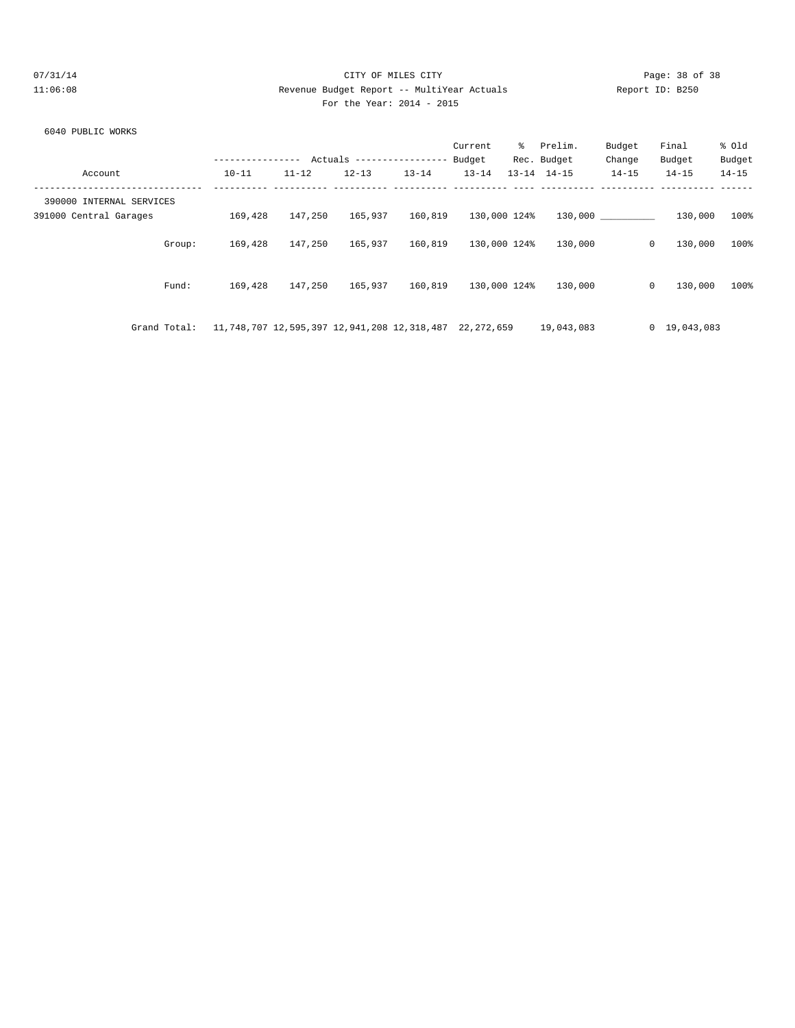CITY OF MILES CITY

Revenue Budget Report -- MultiYear Actuals

For the Year: 2014 - 2015

Report ID: B250

07/31/14
11:06:08

6040 PUBLIC WORKS

| Account | Actuals 10-11 | Actuals 11-12 | Actuals 12-13 | Actuals 13-14 | Current Budget 13-14 | % Rec. 13-14 | Prelim. Budget 14-15 | Budget Change 14-15 | Final Budget 14-15 | % Old Budget 14-15 |
|---|---|---|---|---|---|---|---|---|---|---|
| 390000 INTERNAL SERVICES | | | | | | | | | | |
| 391000 Central Garages | 169,428 | 147,250 | 165,937 | 160,819 | 130,000 | 124% | 130,000 | __________ | 130,000 | 100% |
| Group: | 169,428 | 147,250 | 165,937 | 160,819 | 130,000 | 124% | 130,000 | 0 | 130,000 | 100% |
| Fund: | 169,428 | 147,250 | 165,937 | 160,819 | 130,000 | 124% | 130,000 | 0 | 130,000 | 100% |
| Grand Total: | 11,748,707 | 12,595,397 | 12,941,208 | 12,318,487 | 22,272,659 | | 19,043,083 | 0 | 19,043,083 | |